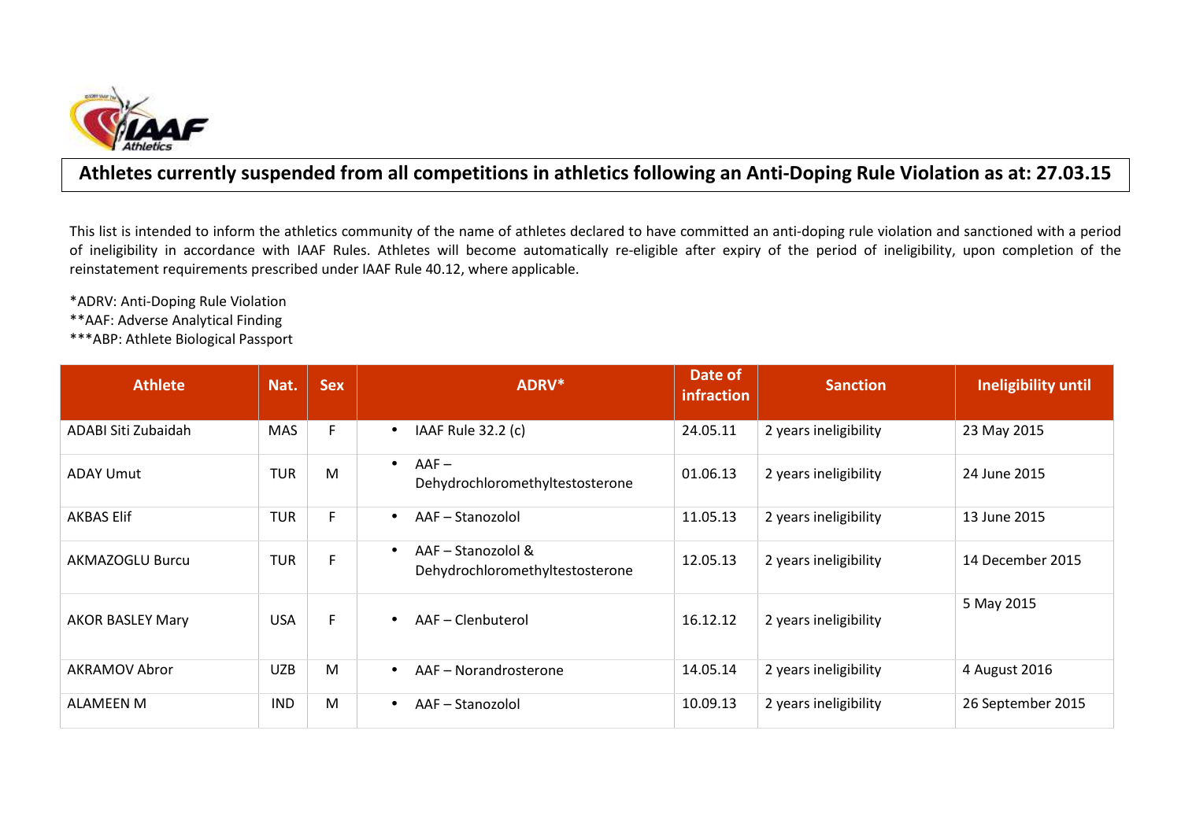# Athletes currently suspended from all competitions in athletics following an Anti-Doping Rule Violation as at: 27.03.15

This list is intended to inform the athletics community of the name of athletes declared to have committed an anti-doping rule violation and sanctioned with a period of ineligibility in accordance with IAAF Rules. Athletes will become automatically re-eligible after expiry of the period of ineligibility, upon completion of the reinstatement requirements prescribed under IAAF Rule 40.12, where applicable.

*ADRV: Anti-Doping Rule Violation
**AAF: Adverse Analytical Finding
***ABP: Athlete Biological Passport

| Athlete | Nat. | Sex | ADRV* | Date of infraction | Sanction | Ineligibility until |
|---|---|---|---|---|---|---|
| ADABI Siti Zubaidah | MAS | F | • IAAF Rule 32.2 (c) | 24.05.11 | 2 years ineligibility | 23 May 2015 |
| ADAY Umut | TUR | M | • AAF – Dehydrochloromethyltestosterone | 01.06.13 | 2 years ineligibility | 24 June 2015 |
| AKBAS Elif | TUR | F | • AAF – Stanozolol | 11.05.13 | 2 years ineligibility | 13 June 2015 |
| AKMAZOGLU Burcu | TUR | F | • AAF – Stanozolol & Dehydrochloromethyltestosterone | 12.05.13 | 2 years ineligibility | 14 December 2015 |
| AKOR BASLEY Mary | USA | F | • AAF – Clenbuterol | 16.12.12 | 2 years ineligibility | 5 May 2015 |
| AKRAMOV Abror | UZB | M | • AAF – Norandrosterone | 14.05.14 | 2 years ineligibility | 4 August 2016 |
| ALAMEEN M | IND | M | • AAF – Stanozolol | 10.09.13 | 2 years ineligibility | 26 September 2015 |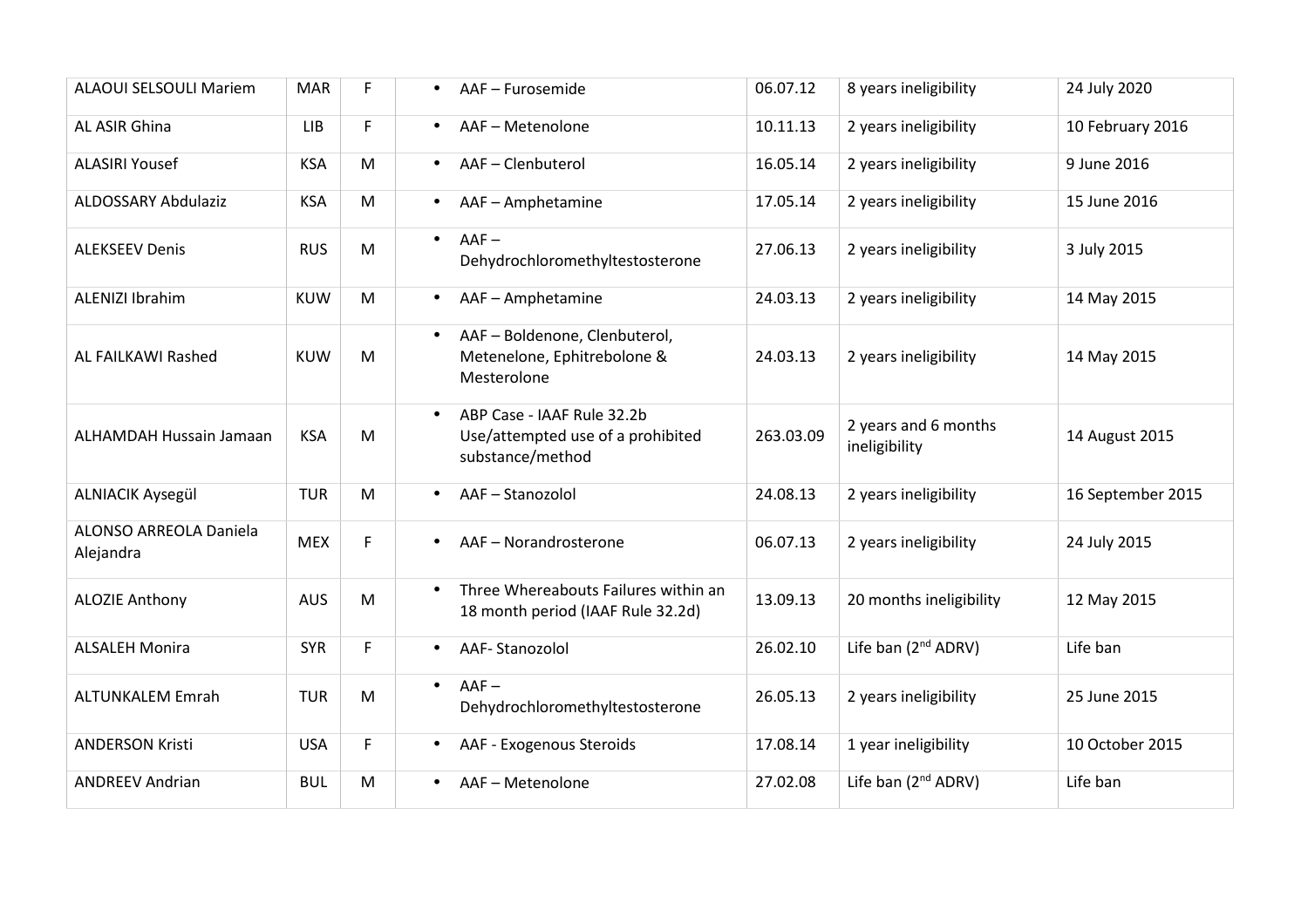| | | | | | | |
|---|---|---|---|---|---|---|
| ALAOUI SELSOULI Mariem | MAR | F | • AAF – Furosemide | 06.07.12 | 8 years ineligibility | 24 July 2020 |
| AL ASIR Ghina | LIB | F | • AAF – Metenolone | 10.11.13 | 2 years ineligibility | 10 February 2016 |
| ALASIRI Yousef | KSA | M | • AAF – Clenbuterol | 16.05.14 | 2 years ineligibility | 9 June 2016 |
| ALDOSSARY Abdulaziz | KSA | M | • AAF – Amphetamine | 17.05.14 | 2 years ineligibility | 15 June 2016 |
| ALEKSEEV Denis | RUS | M | • AAF – Dehydrochloromethyltestosterone | 27.06.13 | 2 years ineligibility | 3 July 2015 |
| ALENIZI Ibrahim | KUW | M | • AAF – Amphetamine | 24.03.13 | 2 years ineligibility | 14 May 2015 |
| AL FAILKAWI Rashed | KUW | M | • AAF – Boldenone, Clenbuterol, Metenelone, Ephitrebolone & Mesterolone | 24.03.13 | 2 years ineligibility | 14 May 2015 |
| ALHAMDAH Hussain Jamaan | KSA | M | • ABP Case - IAAF Rule 32.2b Use/attempted use of a prohibited substance/method | 263.03.09 | 2 years and 6 months ineligibility | 14 August 2015 |
| ALNIACIK Aysegül | TUR | M | • AAF – Stanozolol | 24.08.13 | 2 years ineligibility | 16 September 2015 |
| ALONSO ARREOLA Daniela Alejandra | MEX | F | • AAF – Norandrosterone | 06.07.13 | 2 years ineligibility | 24 July 2015 |
| ALOZIE Anthony | AUS | M | • Three Whereabouts Failures within an 18 month period (IAAF Rule 32.2d) | 13.09.13 | 20 months ineligibility | 12 May 2015 |
| ALSALEH Monira | SYR | F | • AAF- Stanozolol | 26.02.10 | Life ban (2nd ADRV) | Life ban |
| ALTUNKALEM Emrah | TUR | M | • AAF – Dehydrochloromethyltestosterone | 26.05.13 | 2 years ineligibility | 25 June 2015 |
| ANDERSON Kristi | USA | F | • AAF - Exogenous Steroids | 17.08.14 | 1 year ineligibility | 10 October 2015 |
| ANDREEV Andrian | BUL | M | • AAF – Metenolone | 27.02.08 | Life ban (2nd ADRV) | Life ban |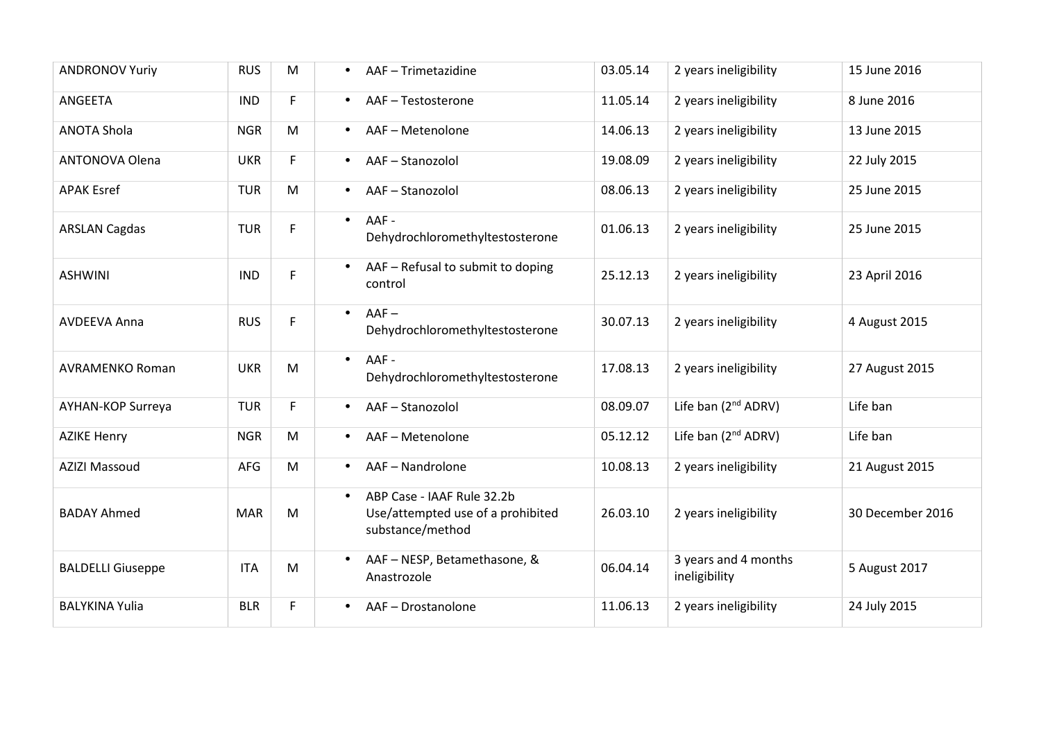| | | | | | | |
|---|---|---|---|---|---|---|
| ANDRONOV Yuriy | RUS | M | • AAF – Trimetazidine | 03.05.14 | 2 years ineligibility | 15 June 2016 |
| ANGEETA | IND | F | • AAF – Testosterone | 11.05.14 | 2 years ineligibility | 8 June 2016 |
| ANOTA Shola | NGR | M | • AAF – Metenolone | 14.06.13 | 2 years ineligibility | 13 June 2015 |
| ANTONOVA Olena | UKR | F | • AAF – Stanozolol | 19.08.09 | 2 years ineligibility | 22 July 2015 |
| APAK Esref | TUR | M | • AAF – Stanozolol | 08.06.13 | 2 years ineligibility | 25 June 2015 |
| ARSLAN Cagdas | TUR | F | • AAF - Dehydrochloromethyltestosterone | 01.06.13 | 2 years ineligibility | 25 June 2015 |
| ASHWINI | IND | F | • AAF – Refusal to submit to doping control | 25.12.13 | 2 years ineligibility | 23 April 2016 |
| AVDEEVA Anna | RUS | F | • AAF – Dehydrochloromethyltestosterone | 30.07.13 | 2 years ineligibility | 4 August 2015 |
| AVRAMENKO Roman | UKR | M | • AAF - Dehydrochloromethyltestosterone | 17.08.13 | 2 years ineligibility | 27 August 2015 |
| AYHAN-KOP Surreya | TUR | F | • AAF – Stanozolol | 08.09.07 | Life ban (2nd ADRV) | Life ban |
| AZIKE Henry | NGR | M | • AAF – Metenolone | 05.12.12 | Life ban (2nd ADRV) | Life ban |
| AZIZI Massoud | AFG | M | • AAF – Nandrolone | 10.08.13 | 2 years ineligibility | 21 August 2015 |
| BADAY Ahmed | MAR | M | • ABP Case - IAAF Rule 32.2b Use/attempted use of a prohibited substance/method | 26.03.10 | 2 years ineligibility | 30 December 2016 |
| BALDELLI Giuseppe | ITA | M | • AAF – NESP, Betamethasone, & Anastrozole | 06.04.14 | 3 years and 4 months ineligibility | 5 August 2017 |
| BALYKINA Yulia | BLR | F | • AAF – Drostanolone | 11.06.13 | 2 years ineligibility | 24 July 2015 |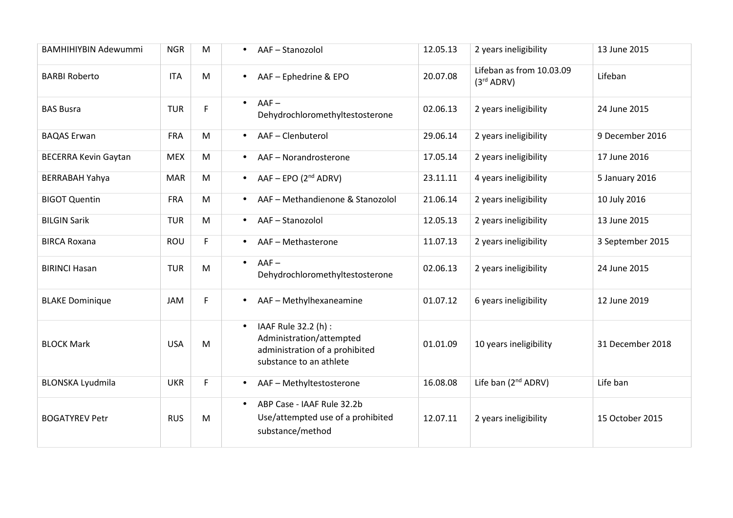| | | | | | | |
|---|---|---|---|---|---|---|
| BAMHIHIYBIN Adewummi | NGR | M | • AAF – Stanozolol | 12.05.13 | 2 years ineligibility | 13 June 2015 |
| BARBI Roberto | ITA | M | • AAF – Ephedrine & EPO | 20.07.08 | Lifeban as from 10.03.09 (3rd ADRV) | Lifeban |
| BAS Busra | TUR | F | • AAF – Dehydrochloromethyltestosterone | 02.06.13 | 2 years ineligibility | 24 June 2015 |
| BAQAS Erwan | FRA | M | • AAF – Clenbuterol | 29.06.14 | 2 years ineligibility | 9 December 2016 |
| BECERRA Kevin Gaytan | MEX | M | • AAF – Norandrosterone | 17.05.14 | 2 years ineligibility | 17 June 2016 |
| BERRABAH Yahya | MAR | M | • AAF – EPO (2nd ADRV) | 23.11.11 | 4 years ineligibility | 5 January 2016 |
| BIGOT Quentin | FRA | M | • AAF – Methandienone & Stanozolol | 21.06.14 | 2 years ineligibility | 10 July 2016 |
| BILGIN Sarik | TUR | M | • AAF – Stanozolol | 12.05.13 | 2 years ineligibility | 13 June 2015 |
| BIRCA Roxana | ROU | F | • AAF – Methasterone | 11.07.13 | 2 years ineligibility | 3 September 2015 |
| BIRINCI Hasan | TUR | M | • AAF – Dehydrochloromethyltestosterone | 02.06.13 | 2 years ineligibility | 24 June 2015 |
| BLAKE Dominique | JAM | F | • AAF – Methylhexaneamine | 01.07.12 | 6 years ineligibility | 12 June 2019 |
| BLOCK Mark | USA | M | • IAAF Rule 32.2 (h) : Administration/attempted administration of a prohibited substance to an athlete | 01.01.09 | 10 years ineligibility | 31 December 2018 |
| BLONSKA Lyudmila | UKR | F | • AAF – Methyltestosterone | 16.08.08 | Life ban (2nd ADRV) | Life ban |
| BOGATYREV Petr | RUS | M | • ABP Case - IAAF Rule 32.2b Use/attempted use of a prohibited substance/method | 12.07.11 | 2 years ineligibility | 15 October 2015 |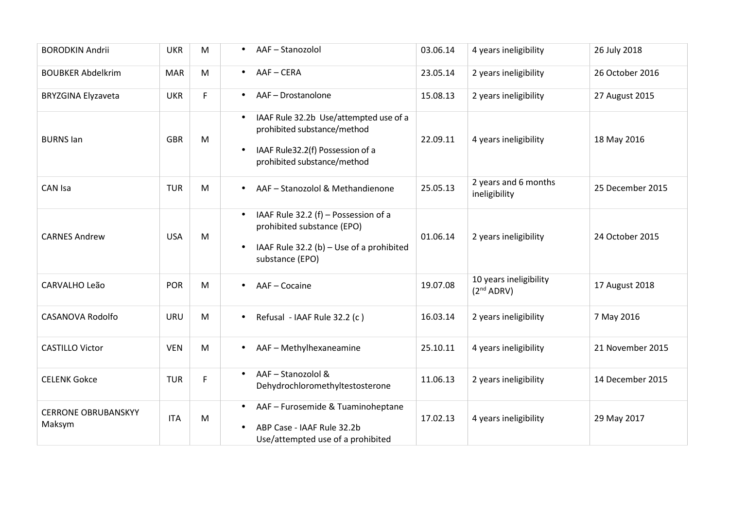| | | | | | | |
|---|---|---|---|---|---|---|
| BORODKIN Andrii | UKR | M | • AAF – Stanozolol | 03.06.14 | 4 years ineligibility | 26 July 2018 |
| BOUBKER Abdelkrim | MAR | M | • AAF – CERA | 23.05.14 | 2 years ineligibility | 26 October 2016 |
| BRYZGINA Elyzaveta | UKR | F | • AAF – Drostanolone | 15.08.13 | 2 years ineligibility | 27 August 2015 |
| BURNS Ian | GBR | M | • IAAF Rule 32.2b Use/attempted use of a prohibited substance/method<br>• IAAF Rule32.2(f) Possession of a prohibited substance/method | 22.09.11 | 4 years ineligibility | 18 May 2016 |
| CAN Isa | TUR | M | • AAF – Stanozolol & Methandienone | 25.05.13 | 2 years and 6 months ineligibility | 25 December 2015 |
| CARNES Andrew | USA | M | • IAAF Rule 32.2 (f) – Possession of a prohibited substance (EPO)<br>• IAAF Rule 32.2 (b) – Use of a prohibited substance (EPO) | 01.06.14 | 2 years ineligibility | 24 October 2015 |
| CARVALHO Leão | POR | M | • AAF – Cocaine | 19.07.08 | 10 years ineligibility (2nd ADRV) | 17 August 2018 |
| CASANOVA Rodolfo | URU | M | • Refusal - IAAF Rule 32.2 (c ) | 16.03.14 | 2 years ineligibility | 7 May 2016 |
| CASTILLO Victor | VEN | M | • AAF – Methylhexaneamine | 25.10.11 | 4 years ineligibility | 21 November 2015 |
| CELENK Gokce | TUR | F | • AAF – Stanozolol & Dehydrochloromethyltestosterone | 11.06.13 | 2 years ineligibility | 14 December 2015 |
| CERRONE OBRUBANSKYY Maksym | ITA | M | • AAF – Furosemide & Tuaminoheptane<br>• ABP Case - IAAF Rule 32.2b Use/attempted use of a prohibited | 17.02.13 | 4 years ineligibility | 29 May 2017 |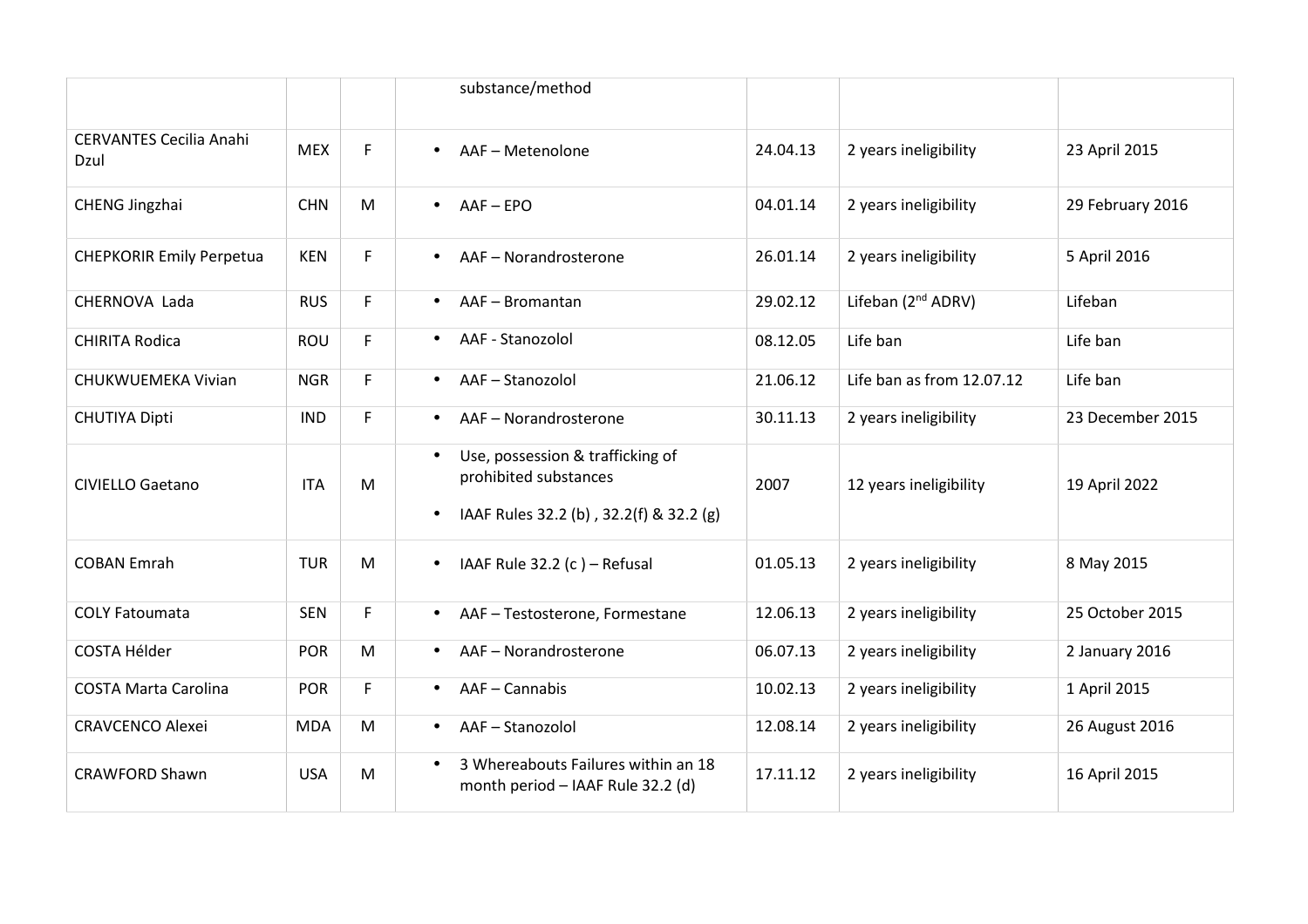| | | | substance/method | | | |
|---|---|---|---|---|---|---|
| CERVANTES Cecilia Anahi Dzul | MEX | F | • AAF – Metenolone | 24.04.13 | 2 years ineligibility | 23 April 2015 |
| CHENG Jingzhai | CHN | M | • AAF – EPO | 04.01.14 | 2 years ineligibility | 29 February 2016 |
| CHEPKORIR Emily Perpetua | KEN | F | • AAF – Norandrosterone | 26.01.14 | 2 years ineligibility | 5 April 2016 |
| CHERNOVA Lada | RUS | F | • AAF – Bromantan | 29.02.12 | Lifeban (2nd ADRV) | Lifeban |
| CHIRITA Rodica | ROU | F | • AAF - Stanozolol | 08.12.05 | Life ban | Life ban |
| CHUKWUEMEKA Vivian | NGR | F | • AAF – Stanozolol | 21.06.12 | Life ban as from 12.07.12 | Life ban |
| CHUTIYA Dipti | IND | F | • AAF – Norandrosterone | 30.11.13 | 2 years ineligibility | 23 December 2015 |
| CIVIELLO Gaetano | ITA | M | • Use, possession & trafficking of prohibited substances<br>• IAAF Rules 32.2 (b) , 32.2(f) & 32.2 (g) | 2007 | 12 years ineligibility | 19 April 2022 |
| COBAN Emrah | TUR | M | • IAAF Rule 32.2 (c ) – Refusal | 01.05.13 | 2 years ineligibility | 8 May 2015 |
| COLY Fatoumata | SEN | F | • AAF – Testosterone, Formestane | 12.06.13 | 2 years ineligibility | 25 October 2015 |
| COSTA Hélder | POR | M | • AAF – Norandrosterone | 06.07.13 | 2 years ineligibility | 2 January 2016 |
| COSTA Marta Carolina | POR | F | • AAF – Cannabis | 10.02.13 | 2 years ineligibility | 1 April 2015 |
| CRAVCENCO Alexei | MDA | M | • AAF – Stanozolol | 12.08.14 | 2 years ineligibility | 26 August 2016 |
| CRAWFORD Shawn | USA | M | • 3 Whereabouts Failures within an 18 month period – IAAF Rule 32.2 (d) | 17.11.12 | 2 years ineligibility | 16 April 2015 |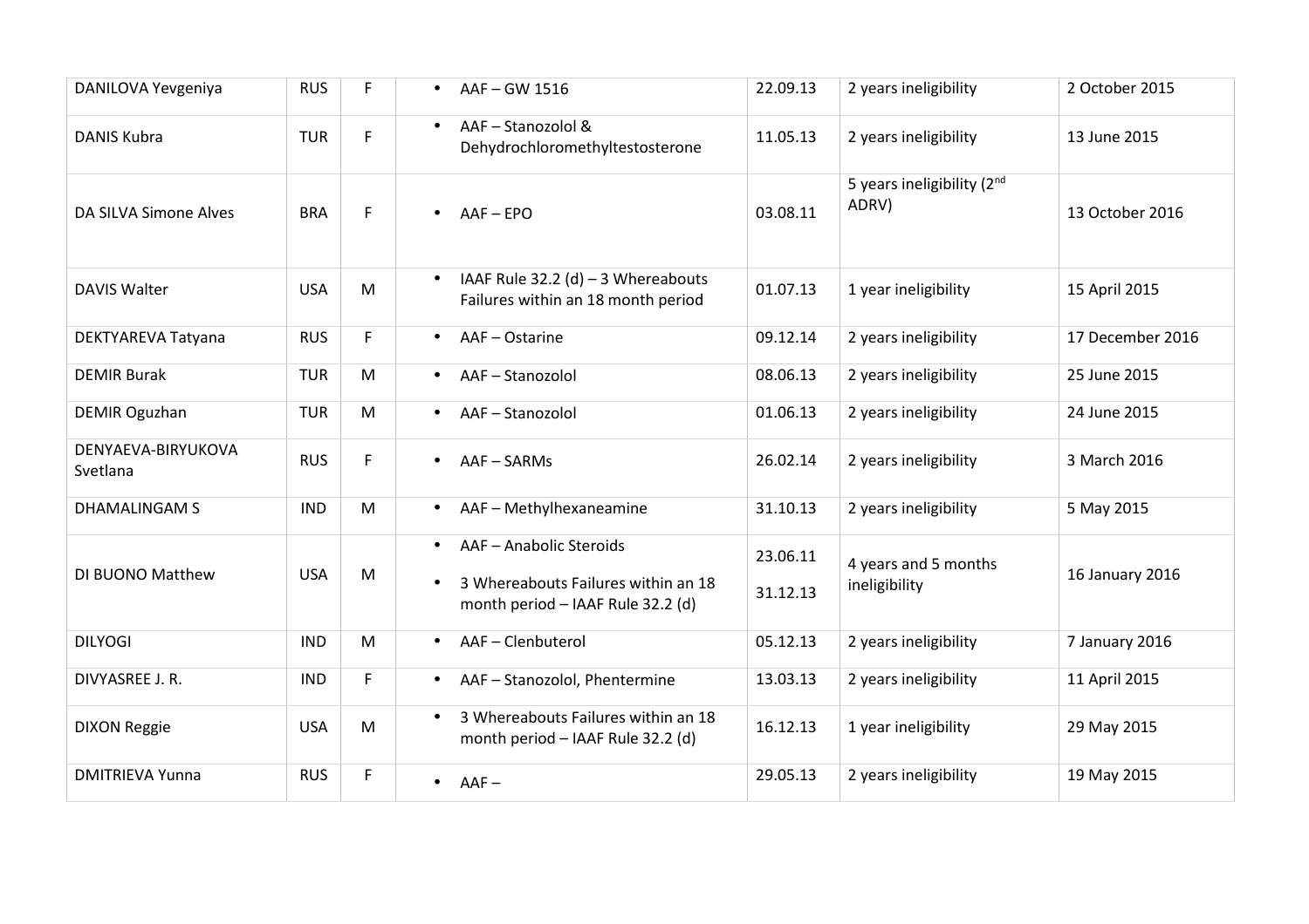| | | | | | | |
|---|---|---|---|---|---|---|
| DANILOVA Yevgeniya | RUS | F | • AAF – GW 1516 | 22.09.13 | 2 years ineligibility | 2 October 2015 |
| DANIS Kubra | TUR | F | • AAF – Stanozolol & Dehydrochloromethyltestosterone | 11.05.13 | 2 years ineligibility | 13 June 2015 |
| DA SILVA Simone Alves | BRA | F | • AAF – EPO | 03.08.11 | 5 years ineligibility (2nd ADRV) | 13 October 2016 |
| DAVIS Walter | USA | M | • IAAF Rule 32.2 (d) – 3 Whereabouts Failures within an 18 month period | 01.07.13 | 1 year ineligibility | 15 April 2015 |
| DEKTYAREVA Tatyana | RUS | F | • AAF – Ostarine | 09.12.14 | 2 years ineligibility | 17 December 2016 |
| DEMIR Burak | TUR | M | • AAF – Stanozolol | 08.06.13 | 2 years ineligibility | 25 June 2015 |
| DEMIR Oguzhan | TUR | M | • AAF – Stanozolol | 01.06.13 | 2 years ineligibility | 24 June 2015 |
| DENYAEVA-BIRYUKOVA Svetlana | RUS | F | • AAF – SARMs | 26.02.14 | 2 years ineligibility | 3 March 2016 |
| DHAMALINGAM S | IND | M | • AAF – Methylhexaneamine | 31.10.13 | 2 years ineligibility | 5 May 2015 |
| DI BUONO Matthew | USA | M | • AAF – Anabolic Steroids<br>• 3 Whereabouts Failures within an 18 month period – IAAF Rule 32.2 (d) | 23.06.11<br>31.12.13 | 4 years and 5 months ineligibility | 16 January 2016 |
| DILYOGI | IND | M | • AAF – Clenbuterol | 05.12.13 | 2 years ineligibility | 7 January 2016 |
| DIVYASREE J. R. | IND | F | • AAF – Stanozolol, Phentermine | 13.03.13 | 2 years ineligibility | 11 April 2015 |
| DIXON Reggie | USA | M | • 3 Whereabouts Failures within an 18 month period – IAAF Rule 32.2 (d) | 16.12.13 | 1 year ineligibility | 29 May 2015 |
| DMITRIEVA Yunna | RUS | F | • AAF – | 29.05.13 | 2 years ineligibility | 19 May 2015 |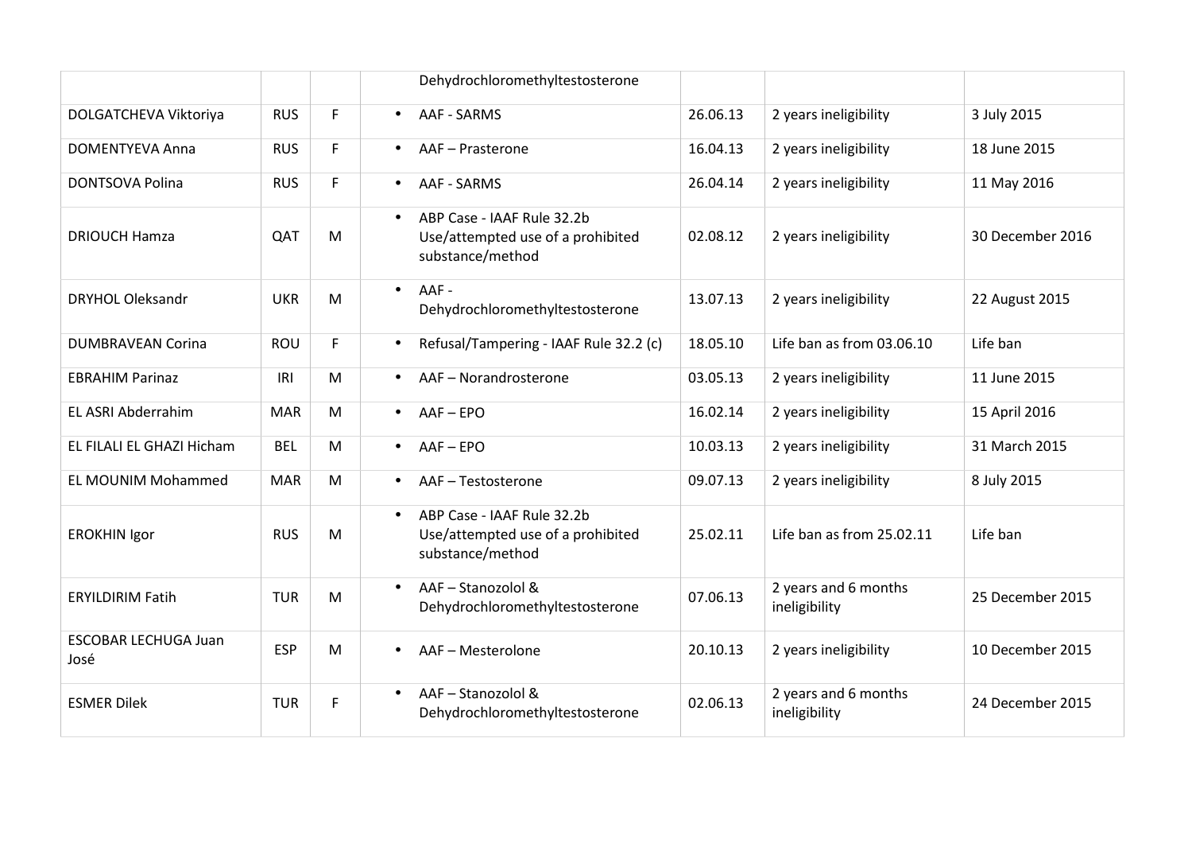|  |  |  |  |  |  |  |
|---|---|---|---|---|---|---|
|  |  |  | Dehydrochloromethyltestosterone |  |  |  |
| DOLGATCHEVA Viktoriya | RUS | F | • AAF - SARMS | 26.06.13 | 2 years ineligibility | 3 July 2015 |
| DOMENTYEVA Anna | RUS | F | • AAF – Prasterone | 16.04.13 | 2 years ineligibility | 18 June 2015 |
| DONTSOVA Polina | RUS | F | • AAF - SARMS | 26.04.14 | 2 years ineligibility | 11 May 2016 |
| DRIOUCH Hamza | QAT | M | • ABP Case - IAAF Rule 32.2b Use/attempted use of a prohibited substance/method | 02.08.12 | 2 years ineligibility | 30 December 2016 |
| DRYHOL Oleksandr | UKR | M | • AAF - Dehydrochloromethyltestosterone | 13.07.13 | 2 years ineligibility | 22 August 2015 |
| DUMBRAVEAN Corina | ROU | F | • Refusal/Tampering - IAAF Rule 32.2 (c) | 18.05.10 | Life ban as from 03.06.10 | Life ban |
| EBRAHIM Parinaz | IRI | M | • AAF – Norandrosterone | 03.05.13 | 2 years ineligibility | 11 June 2015 |
| EL ASRI Abderrahim | MAR | M | • AAF – EPO | 16.02.14 | 2 years ineligibility | 15 April 2016 |
| EL FILALI EL GHAZI Hicham | BEL | M | • AAF – EPO | 10.03.13 | 2 years ineligibility | 31 March 2015 |
| EL MOUNIM Mohammed | MAR | M | • AAF – Testosterone | 09.07.13 | 2 years ineligibility | 8 July 2015 |
| EROKHIN Igor | RUS | M | • ABP Case - IAAF Rule 32.2b Use/attempted use of a prohibited substance/method | 25.02.11 | Life ban as from 25.02.11 | Life ban |
| ERYILDIRIM Fatih | TUR | M | • AAF – Stanozolol & Dehydrochloromethyltestosterone | 07.06.13 | 2 years and 6 months ineligibility | 25 December 2015 |
| ESCOBAR LECHUGA Juan José | ESP | M | • AAF – Mesterolone | 20.10.13 | 2 years ineligibility | 10 December 2015 |
| ESMER Dilek | TUR | F | • AAF – Stanozolol & Dehydrochloromethyltestosterone | 02.06.13 | 2 years and 6 months ineligibility | 24 December 2015 |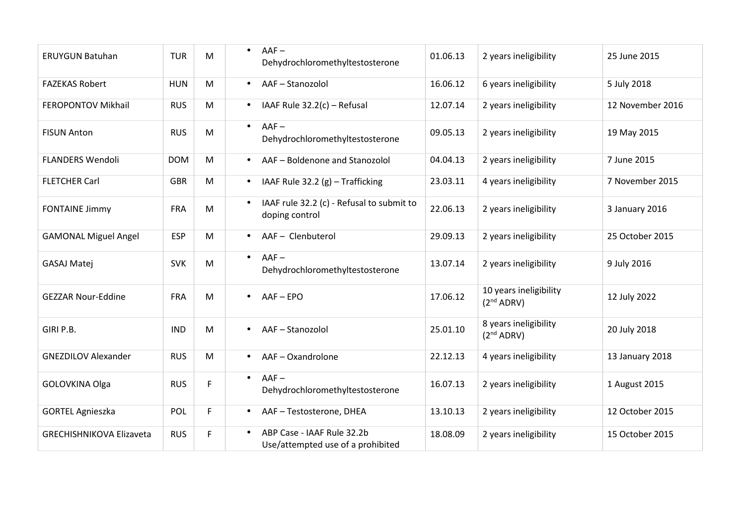| | | | | | | |
|---|---|---|---|---|---|---|
| ERUYGUN Batuhan | TUR | M | • AAF – Dehydrochloromethyltestosterone | 01.06.13 | 2 years ineligibility | 25 June 2015 |
| FAZEKAS Robert | HUN | M | • AAF – Stanozolol | 16.06.12 | 6 years ineligibility | 5 July 2018 |
| FEROPONTOV Mikhail | RUS | M | • IAAF Rule 32.2(c) – Refusal | 12.07.14 | 2 years ineligibility | 12 November 2016 |
| FISUN Anton | RUS | M | • AAF – Dehydrochloromethyltestosterone | 09.05.13 | 2 years ineligibility | 19 May 2015 |
| FLANDERS Wendoli | DOM | M | • AAF – Boldenone and Stanozolol | 04.04.13 | 2 years ineligibility | 7 June 2015 |
| FLETCHER Carl | GBR | M | • IAAF Rule 32.2 (g) – Trafficking | 23.03.11 | 4 years ineligibility | 7 November 2015 |
| FONTAINE Jimmy | FRA | M | • IAAF rule 32.2 (c) - Refusal to submit to doping control | 22.06.13 | 2 years ineligibility | 3 January 2016 |
| GAMONAL Miguel Angel | ESP | M | • AAF – Clenbuterol | 29.09.13 | 2 years ineligibility | 25 October 2015 |
| GASAJ Matej | SVK | M | • AAF – Dehydrochloromethyltestosterone | 13.07.14 | 2 years ineligibility | 9 July 2016 |
| GEZZAR Nour-Eddine | FRA | M | • AAF – EPO | 17.06.12 | 10 years ineligibility (2nd ADRV) | 12 July 2022 |
| GIRI P.B. | IND | M | • AAF – Stanozolol | 25.01.10 | 8 years ineligibility (2nd ADRV) | 20 July 2018 |
| GNEZDILOV Alexander | RUS | M | • AAF – Oxandrolone | 22.12.13 | 4 years ineligibility | 13 January 2018 |
| GOLOVKINA Olga | RUS | F | • AAF – Dehydrochloromethyltestosterone | 16.07.13 | 2 years ineligibility | 1 August 2015 |
| GORTEL Agnieszka | POL | F | • AAF – Testosterone, DHEA | 13.10.13 | 2 years ineligibility | 12 October 2015 |
| GRECHISHNIKOVA Elizaveta | RUS | F | • ABP Case - IAAF Rule 32.2b Use/attempted use of a prohibited | 18.08.09 | 2 years ineligibility | 15 October 2015 |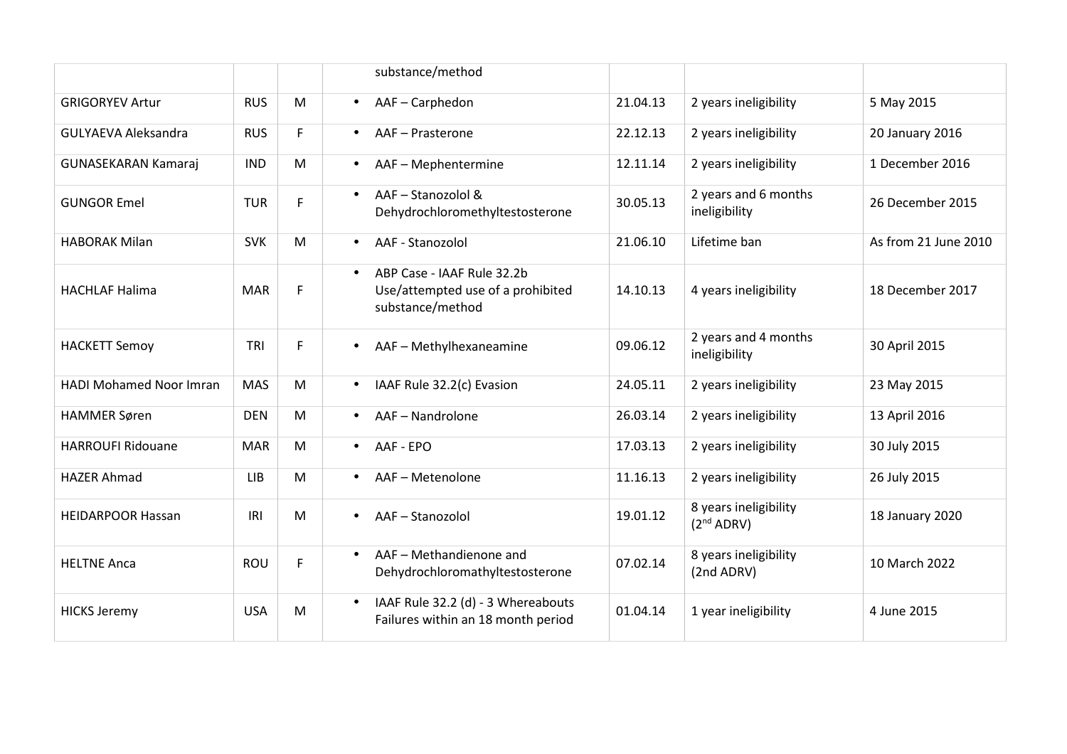| | | | | | | |
|---|---|---|---|---|---|---|
| | | | substance/method | | | |
| GRIGORYEV Artur | RUS | M | • AAF – Carphedon | 21.04.13 | 2 years ineligibility | 5 May 2015 |
| GULYAEVA Aleksandra | RUS | F | • AAF – Prasterone | 22.12.13 | 2 years ineligibility | 20 January 2016 |
| GUNASEKARAN Kamaraj | IND | M | • AAF – Mephentermine | 12.11.14 | 2 years ineligibility | 1 December 2016 |
| GUNGOR Emel | TUR | F | • AAF – Stanozolol & Dehydrochloromethyltestosterone | 30.05.13 | 2 years and 6 months ineligibility | 26 December 2015 |
| HABORAK Milan | SVK | M | • AAF - Stanozolol | 21.06.10 | Lifetime ban | As from 21 June 2010 |
| HACHLAF Halima | MAR | F | • ABP Case - IAAF Rule 32.2b Use/attempted use of a prohibited substance/method | 14.10.13 | 4 years ineligibility | 18 December 2017 |
| HACKETT Semoy | TRI | F | • AAF – Methylhexaneamine | 09.06.12 | 2 years and 4 months ineligibility | 30 April 2015 |
| HADI Mohamed Noor Imran | MAS | M | • IAAF Rule 32.2(c) Evasion | 24.05.11 | 2 years ineligibility | 23 May 2015 |
| HAMMER Søren | DEN | M | • AAF – Nandrolone | 26.03.14 | 2 years ineligibility | 13 April 2016 |
| HARROUFI Ridouane | MAR | M | • AAF - EPO | 17.03.13 | 2 years ineligibility | 30 July 2015 |
| HAZER Ahmad | LIB | M | • AAF – Metenolone | 11.16.13 | 2 years ineligibility | 26 July 2015 |
| HEIDARPOOR Hassan | IRI | M | • AAF – Stanozolol | 19.01.12 | 8 years ineligibility (2nd ADRV) | 18 January 2020 |
| HELTNE Anca | ROU | F | • AAF – Methandienone and Dehydrochloromathyltestosterone | 07.02.14 | 8 years ineligibility (2nd ADRV) | 10 March 2022 |
| HICKS Jeremy | USA | M | • IAAF Rule 32.2 (d) - 3 Whereabouts Failures within an 18 month period | 01.04.14 | 1 year ineligibility | 4 June 2015 |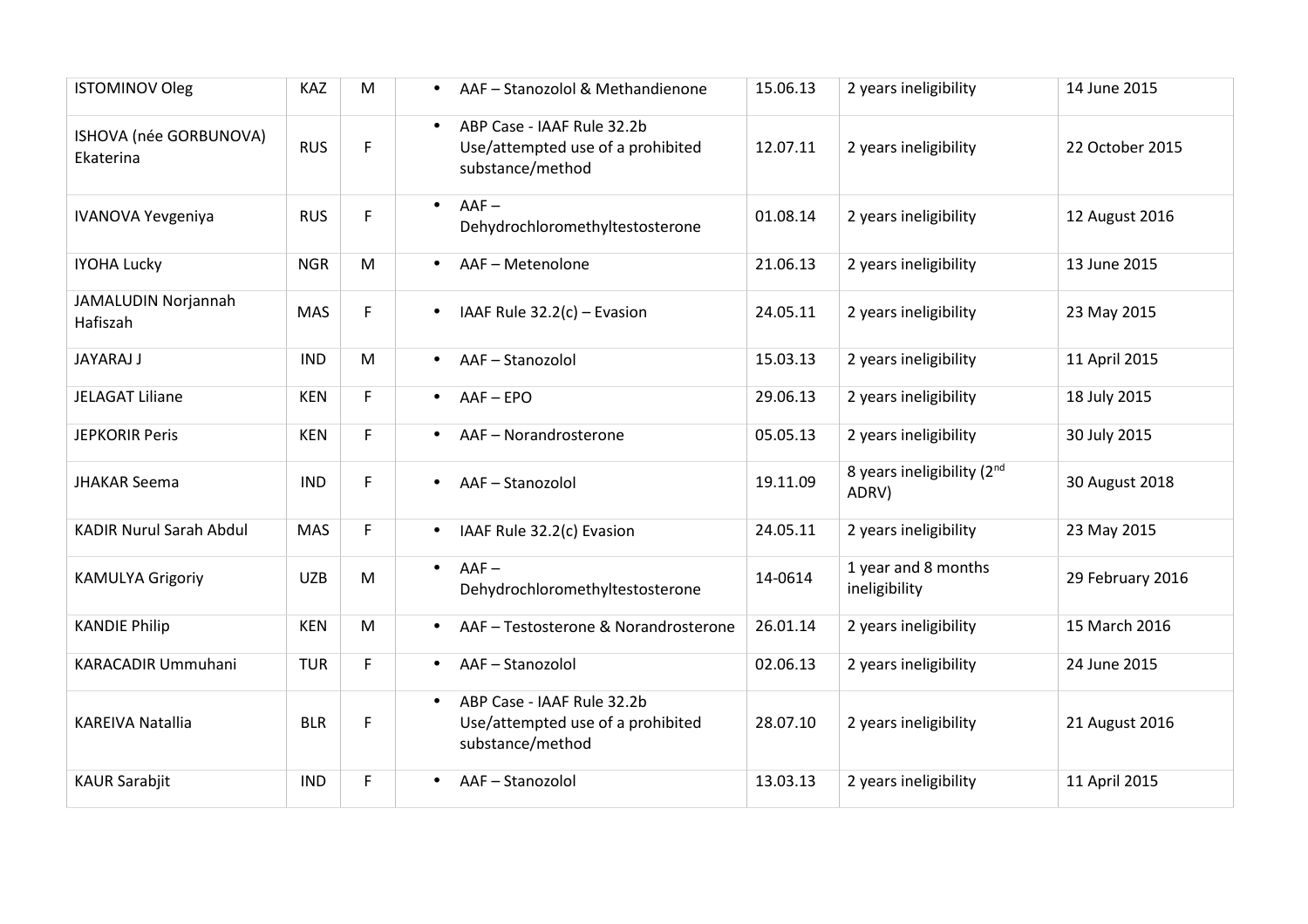| ISTOMINOV Oleg | KAZ | M | • AAF – Stanozolol & Methandienone | 15.06.13 | 2 years ineligibility | 14 June 2015 |
|---|---|---|---|---|---|---|
| ISHOVA (née GORBUNOVA) Ekaterina | RUS | F | • ABP Case - IAAF Rule 32.2b Use/attempted use of a prohibited substance/method | 12.07.11 | 2 years ineligibility | 22 October 2015 |
| IVANOVA Yevgeniya | RUS | F | • AAF – Dehydrochloromethyltestosterone | 01.08.14 | 2 years ineligibility | 12 August 2016 |
| IYOHA Lucky | NGR | M | • AAF – Metenolone | 21.06.13 | 2 years ineligibility | 13 June 2015 |
| JAMALUDIN Norjannah Hafiszah | MAS | F | • IAAF Rule 32.2(c) – Evasion | 24.05.11 | 2 years ineligibility | 23 May 2015 |
| JAYARAJ J | IND | M | • AAF – Stanozolol | 15.03.13 | 2 years ineligibility | 11 April 2015 |
| JELAGAT Liliane | KEN | F | • AAF – EPO | 29.06.13 | 2 years ineligibility | 18 July 2015 |
| JEPKORIR Peris | KEN | F | • AAF – Norandrosterone | 05.05.13 | 2 years ineligibility | 30 July 2015 |
| JHAKAR Seema | IND | F | • AAF – Stanozolol | 19.11.09 | 8 years ineligibility (2nd ADRV) | 30 August 2018 |
| KADIR Nurul Sarah Abdul | MAS | F | • IAAF Rule 32.2(c) Evasion | 24.05.11 | 2 years ineligibility | 23 May 2015 |
| KAMULYA Grigoriy | UZB | M | • AAF – Dehydrochloromethyltestosterone | 14-0614 | 1 year and 8 months ineligibility | 29 February 2016 |
| KANDIE Philip | KEN | M | • AAF – Testosterone & Norandrosterone | 26.01.14 | 2 years ineligibility | 15 March 2016 |
| KARACADIR Ummuhani | TUR | F | • AAF – Stanozolol | 02.06.13 | 2 years ineligibility | 24 June 2015 |
| KAREIVA Natallia | BLR | F | • ABP Case - IAAF Rule 32.2b Use/attempted use of a prohibited substance/method | 28.07.10 | 2 years ineligibility | 21 August 2016 |
| KAUR Sarabjit | IND | F | • AAF – Stanozolol | 13.03.13 | 2 years ineligibility | 11 April 2015 |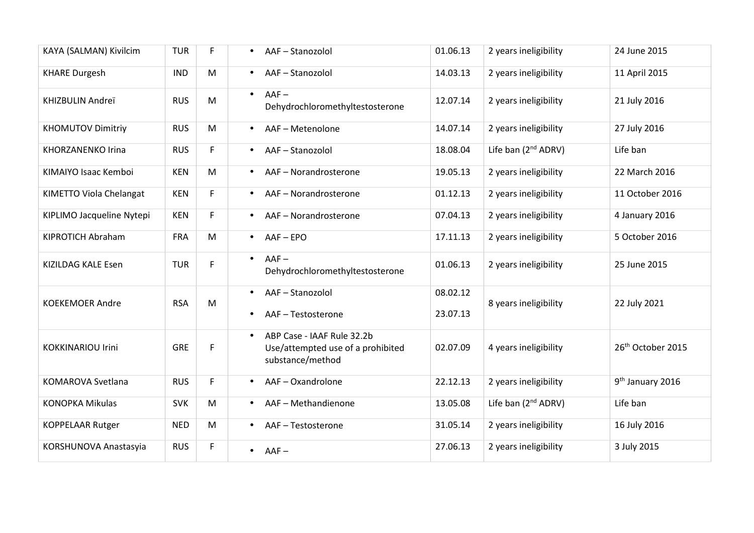| | | | | | | |
|---|---|---|---|---|---|---|
| KAYA (SALMAN) Kivilcim | TUR | F | • AAF – Stanozolol | 01.06.13 | 2 years ineligibility | 24 June 2015 |
| KHARE Durgesh | IND | M | • AAF – Stanozolol | 14.03.13 | 2 years ineligibility | 11 April 2015 |
| KHIZBULIN Andreï | RUS | M | • AAF – Dehydrochloromethyltestosterone | 12.07.14 | 2 years ineligibility | 21 July 2016 |
| KHOMUTOV Dimitriy | RUS | M | • AAF – Metenolone | 14.07.14 | 2 years ineligibility | 27 July 2016 |
| KHORZANENKO Irina | RUS | F | • AAF – Stanozolol | 18.08.04 | Life ban (2nd ADRV) | Life ban |
| KIMAIYO Isaac Kemboi | KEN | M | • AAF – Norandrosterone | 19.05.13 | 2 years ineligibility | 22 March 2016 |
| KIMETTO Viola Chelangat | KEN | F | • AAF – Norandrosterone | 01.12.13 | 2 years ineligibility | 11 October 2016 |
| KIPLIMO Jacqueline Nytepi | KEN | F | • AAF – Norandrosterone | 07.04.13 | 2 years ineligibility | 4 January 2016 |
| KIPROTICH Abraham | FRA | M | • AAF – EPO | 17.11.13 | 2 years ineligibility | 5 October 2016 |
| KIZILDAG KALE Esen | TUR | F | • AAF – Dehydrochloromethyltestosterone | 01.06.13 | 2 years ineligibility | 25 June 2015 |
| KOEKEMOER Andre | RSA | M | • AAF – Stanozolol<br>• AAF – Testosterone | 08.02.12<br>23.07.13 | 8 years ineligibility | 22 July 2021 |
| KOKKINARIOU Irini | GRE | F | • ABP Case - IAAF Rule 32.2b Use/attempted use of a prohibited substance/method | 02.07.09 | 4 years ineligibility | 26th October 2015 |
| KOMAROVA Svetlana | RUS | F | • AAF – Oxandrolone | 22.12.13 | 2 years ineligibility | 9th January 2016 |
| KONOPKA Mikulas | SVK | M | • AAF – Methandienone | 13.05.08 | Life ban (2nd ADRV) | Life ban |
| KOPPELAAR Rutger | NED | M | • AAF – Testosterone | 31.05.14 | 2 years ineligibility | 16 July 2016 |
| KORSHUNOVA Anastasyia | RUS | F | • AAF – | 27.06.13 | 2 years ineligibility | 3 July 2015 |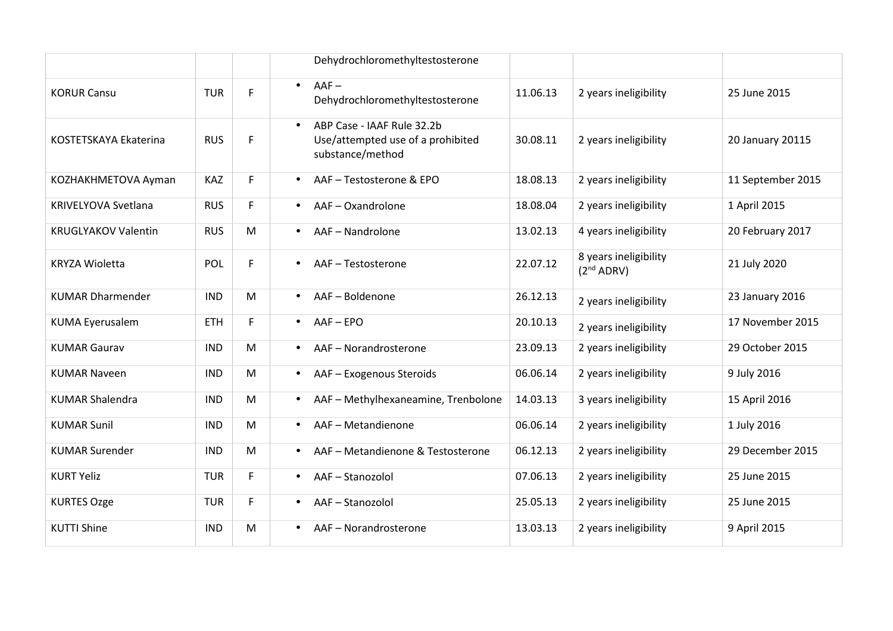| | | | | | | |
|---|---|---|---|---|---|---|
| | | | Dehydrochloromethyltestosterone | | | |
| KORUR Cansu | TUR | F | • AAF – Dehydrochloromethyltestosterone | 11.06.13 | 2 years ineligibility | 25 June 2015 |
| KOSTETSKAYA Ekaterina | RUS | F | • ABP Case - IAAF Rule 32.2b Use/attempted use of a prohibited substance/method | 30.08.11 | 2 years ineligibility | 20 January 20115 |
| KOZHAKHMETOVA Ayman | KAZ | F | • AAF – Testosterone & EPO | 18.08.13 | 2 years ineligibility | 11 September 2015 |
| KRIVELYOVA Svetlana | RUS | F | • AAF – Oxandrolone | 18.08.04 | 2 years ineligibility | 1 April 2015 |
| KRUGLYAKOV Valentin | RUS | M | • AAF – Nandrolone | 13.02.13 | 4 years ineligibility | 20 February 2017 |
| KRYZA Wioletta | POL | F | • AAF – Testosterone | 22.07.12 | 8 years ineligibility (2nd ADRV) | 21 July 2020 |
| KUMAR Dharmender | IND | M | • AAF – Boldenone | 26.12.13 | 2 years ineligibility | 23 January 2016 |
| KUMA Eyerusalem | ETH | F | • AAF – EPO | 20.10.13 | 2 years ineligibility | 17 November 2015 |
| KUMAR Gaurav | IND | M | • AAF – Norandrosterone | 23.09.13 | 2 years ineligibility | 29 October 2015 |
| KUMAR Naveen | IND | M | • AAF – Exogenous Steroids | 06.06.14 | 2 years ineligibility | 9 July 2016 |
| KUMAR Shalendra | IND | M | • AAF – Methylhexaneamine, Trenbolone | 14.03.13 | 3 years ineligibility | 15 April 2016 |
| KUMAR Sunil | IND | M | • AAF – Metandienone | 06.06.14 | 2 years ineligibility | 1 July 2016 |
| KUMAR Surender | IND | M | • AAF – Metandienone & Testosterone | 06.12.13 | 2 years ineligibility | 29 December 2015 |
| KURT Yeliz | TUR | F | • AAF – Stanozolol | 07.06.13 | 2 years ineligibility | 25 June 2015 |
| KURTES Ozge | TUR | F | • AAF – Stanozolol | 25.05.13 | 2 years ineligibility | 25 June 2015 |
| KUTTI Shine | IND | M | • AAF – Norandrosterone | 13.03.13 | 2 years ineligibility | 9 April 2015 |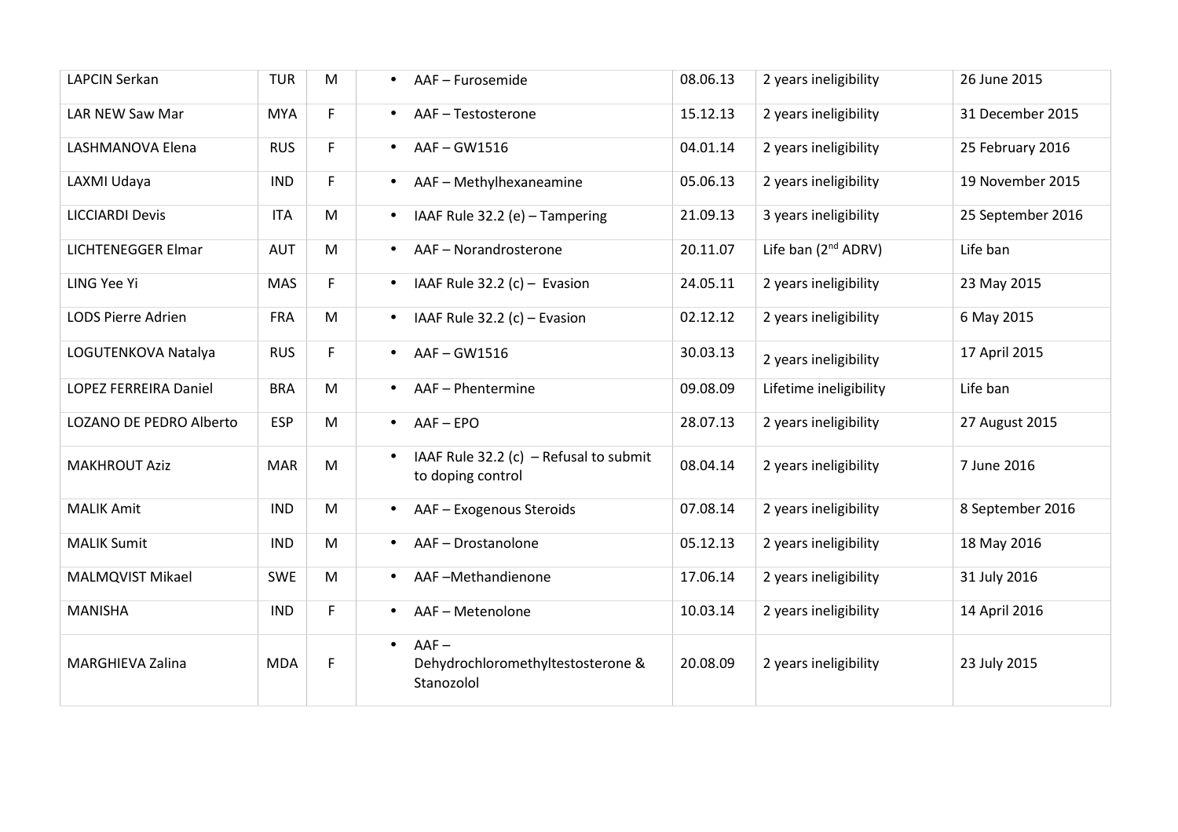| | | | | | | |
|---|---|---|---|---|---|---|
| LAPCIN Serkan | TUR | M | • AAF – Furosemide | 08.06.13 | 2 years ineligibility | 26 June 2015 |
| LAR NEW Saw Mar | MYA | F | • AAF – Testosterone | 15.12.13 | 2 years ineligibility | 31 December 2015 |
| LASHMANOVA Elena | RUS | F | • AAF – GW1516 | 04.01.14 | 2 years ineligibility | 25 February 2016 |
| LAXMI Udaya | IND | F | • AAF – Methylhexaneamine | 05.06.13 | 2 years ineligibility | 19 November 2015 |
| LICCIARDI Devis | ITA | M | • IAAF Rule 32.2 (e) – Tampering | 21.09.13 | 3 years ineligibility | 25 September 2016 |
| LICHTENEGGER Elmar | AUT | M | • AAF – Norandrosterone | 20.11.07 | Life ban (2nd ADRV) | Life ban |
| LING Yee Yi | MAS | F | • IAAF Rule 32.2 (c) – Evasion | 24.05.11 | 2 years ineligibility | 23 May 2015 |
| LODS Pierre Adrien | FRA | M | • IAAF Rule 32.2 (c) – Evasion | 02.12.12 | 2 years ineligibility | 6 May 2015 |
| LOGUTENKOVA Natalya | RUS | F | • AAF – GW1516 | 30.03.13 | 2 years ineligibility | 17 April 2015 |
| LOPEZ FERREIRA Daniel | BRA | M | • AAF – Phentermine | 09.08.09 | Lifetime ineligibility | Life ban |
| LOZANO DE PEDRO Alberto | ESP | M | • AAF – EPO | 28.07.13 | 2 years ineligibility | 27 August 2015 |
| MAKHROUT Aziz | MAR | M | • IAAF Rule 32.2 (c) – Refusal to submit to doping control | 08.04.14 | 2 years ineligibility | 7 June 2016 |
| MALIK Amit | IND | M | • AAF – Exogenous Steroids | 07.08.14 | 2 years ineligibility | 8 September 2016 |
| MALIK Sumit | IND | M | • AAF – Drostanolone | 05.12.13 | 2 years ineligibility | 18 May 2016 |
| MALMQVIST Mikael | SWE | M | • AAF –Methandienone | 17.06.14 | 2 years ineligibility | 31 July 2016 |
| MANISHA | IND | F | • AAF – Metenolone | 10.03.14 | 2 years ineligibility | 14 April 2016 |
| MARGHIEVA Zalina | MDA | F | • AAF – Dehydrochloromethyltestosterone & Stanozolol | 20.08.09 | 2 years ineligibility | 23 July 2015 |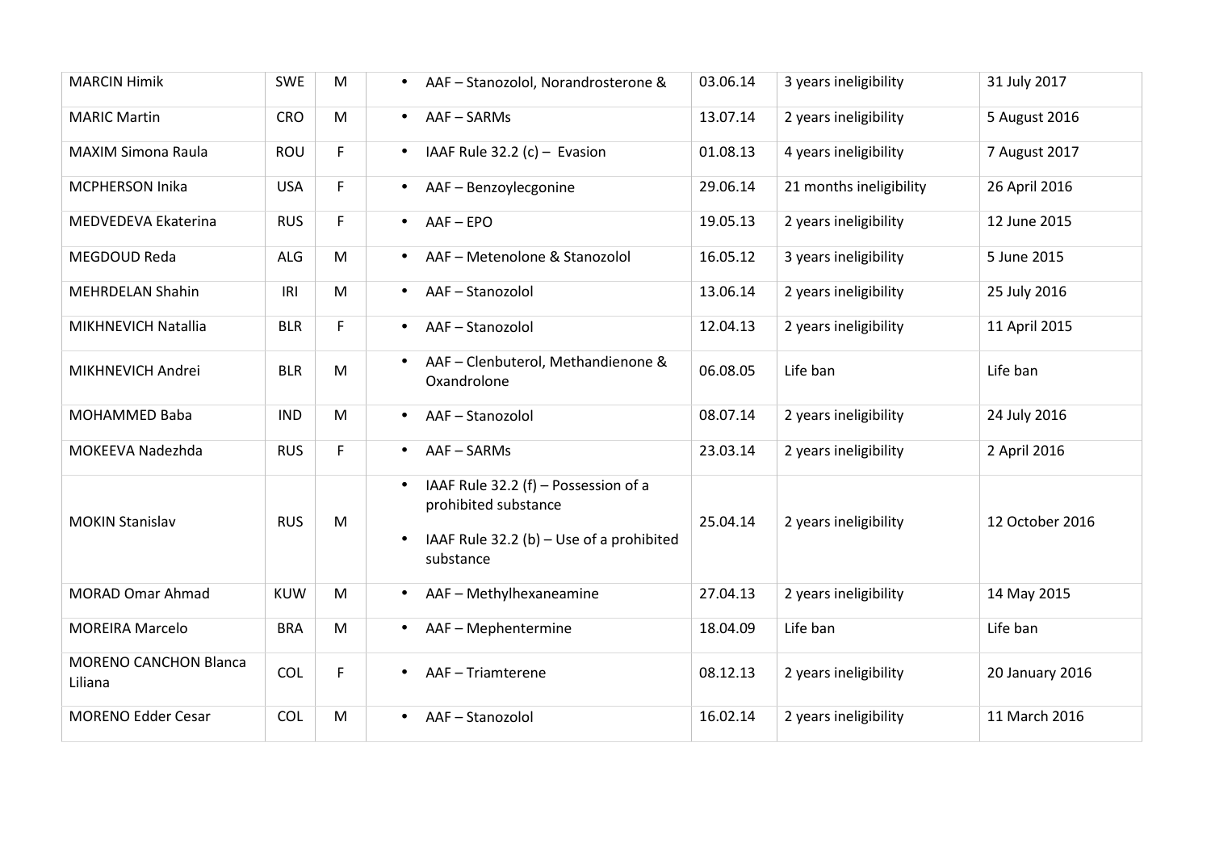| | | | | | | |
|---|---|---|---|---|---|---|
| MARCIN Himik | SWE | M | • AAF – Stanozolol, Norandrosterone & | 03.06.14 | 3 years ineligibility | 31 July 2017 |
| MARIC Martin | CRO | M | • AAF – SARMs | 13.07.14 | 2 years ineligibility | 5 August 2016 |
| MAXIM Simona Raula | ROU | F | • IAAF Rule 32.2 (c) – Evasion | 01.08.13 | 4 years ineligibility | 7 August 2017 |
| MCPHERSON Inika | USA | F | • AAF – Benzoylecgonine | 29.06.14 | 21 months ineligibility | 26 April 2016 |
| MEDVEDEVA Ekaterina | RUS | F | • AAF – EPO | 19.05.13 | 2 years ineligibility | 12 June 2015 |
| MEGDOUD Reda | ALG | M | • AAF – Metenolone & Stanozolol | 16.05.12 | 3 years ineligibility | 5 June 2015 |
| MEHRDELAN Shahin | IRI | M | • AAF – Stanozolol | 13.06.14 | 2 years ineligibility | 25 July 2016 |
| MIKHNEVICH Natallia | BLR | F | • AAF – Stanozolol | 12.04.13 | 2 years ineligibility | 11 April 2015 |
| MIKHNEVICH Andrei | BLR | M | • AAF – Clenbuterol, Methandienone & Oxandrolone | 06.08.05 | Life ban | Life ban |
| MOHAMMED Baba | IND | M | • AAF – Stanozolol | 08.07.14 | 2 years ineligibility | 24 July 2016 |
| MOKEEVA Nadezhda | RUS | F | • AAF – SARMs | 23.03.14 | 2 years ineligibility | 2 April 2016 |
| MOKIN Stanislav | RUS | M | • IAAF Rule 32.2 (f) – Possession of a prohibited substance<br>• IAAF Rule 32.2 (b) – Use of a prohibited substance | 25.04.14 | 2 years ineligibility | 12 October 2016 |
| MORAD Omar Ahmad | KUW | M | • AAF – Methylhexaneamine | 27.04.13 | 2 years ineligibility | 14 May 2015 |
| MOREIRA Marcelo | BRA | M | • AAF – Mephentermine | 18.04.09 | Life ban | Life ban |
| MORENO CANCHON Blanca Liliana | COL | F | • AAF – Triamterene | 08.12.13 | 2 years ineligibility | 20 January 2016 |
| MORENO Edder Cesar | COL | M | • AAF – Stanozolol | 16.02.14 | 2 years ineligibility | 11 March 2016 |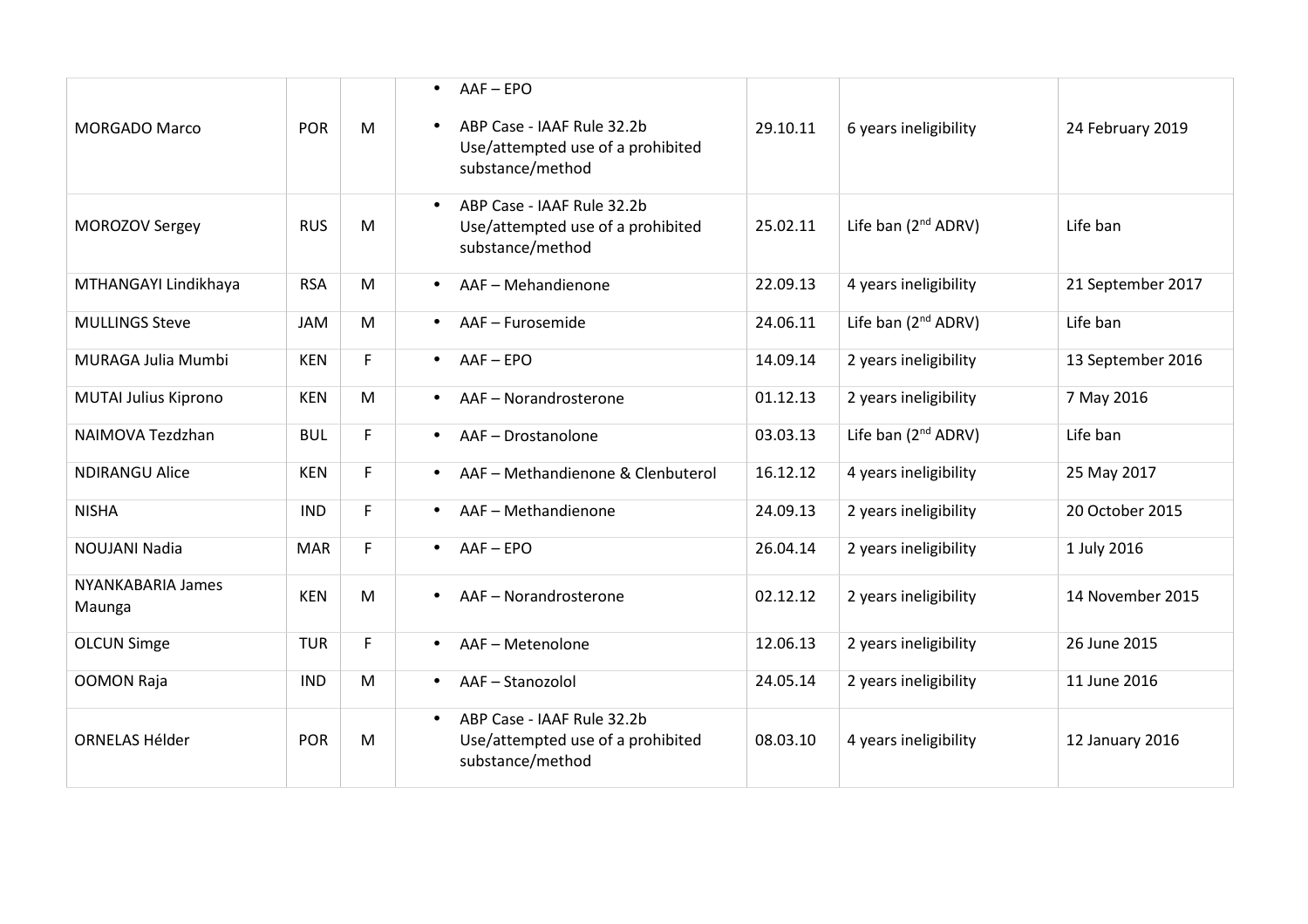| | | | | | | |
|---|---|---|---|---|---|---|
| MORGADO Marco | POR | M | • AAF – EPO<br>• ABP Case - IAAF Rule 32.2b Use/attempted use of a prohibited substance/method | 29.10.11 | 6 years ineligibility | 24 February 2019 |
| MOROZOV Sergey | RUS | M | • ABP Case - IAAF Rule 32.2b Use/attempted use of a prohibited substance/method | 25.02.11 | Life ban (2nd ADRV) | Life ban |
| MTHANGAYI Lindikhaya | RSA | M | • AAF – Mehandienone | 22.09.13 | 4 years ineligibility | 21 September 2017 |
| MULLINGS Steve | JAM | M | • AAF – Furosemide | 24.06.11 | Life ban (2nd ADRV) | Life ban |
| MURAGA Julia Mumbi | KEN | F | • AAF – EPO | 14.09.14 | 2 years ineligibility | 13 September 2016 |
| MUTAI Julius Kiprono | KEN | M | • AAF – Norandrosterone | 01.12.13 | 2 years ineligibility | 7 May 2016 |
| NAIMOVA Tezdzhan | BUL | F | • AAF – Drostanolone | 03.03.13 | Life ban (2nd ADRV) | Life ban |
| NDIRANGU Alice | KEN | F | • AAF – Methandienone & Clenbuterol | 16.12.12 | 4 years ineligibility | 25 May 2017 |
| NISHA | IND | F | • AAF – Methandienone | 24.09.13 | 2 years ineligibility | 20 October 2015 |
| NOUJANI Nadia | MAR | F | • AAF – EPO | 26.04.14 | 2 years ineligibility | 1 July 2016 |
| NYANKABARIA James Maunga | KEN | M | • AAF – Norandrosterone | 02.12.12 | 2 years ineligibility | 14 November 2015 |
| OLCUN Simge | TUR | F | • AAF – Metenolone | 12.06.13 | 2 years ineligibility | 26 June 2015 |
| OOMON Raja | IND | M | • AAF – Stanozolol | 24.05.14 | 2 years ineligibility | 11 June 2016 |
| ORNELAS Hélder | POR | M | • ABP Case - IAAF Rule 32.2b Use/attempted use of a prohibited substance/method | 08.03.10 | 4 years ineligibility | 12 January 2016 |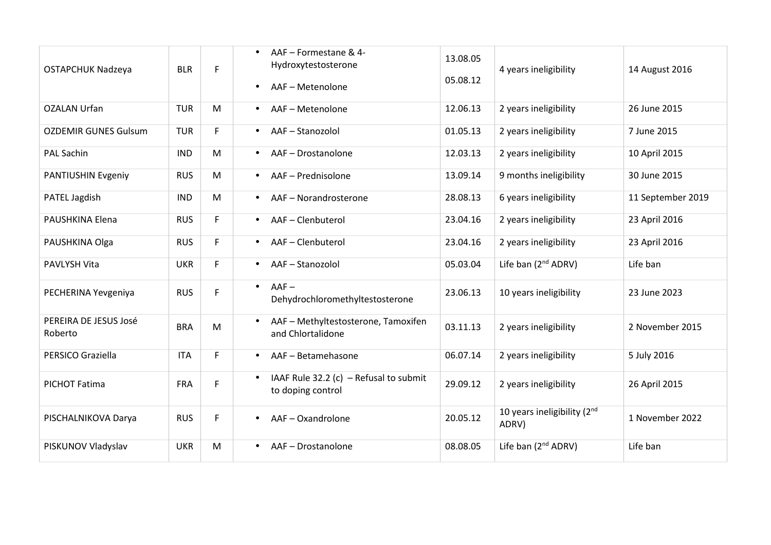| | | | | | | |
|---|---|---|---|---|---|---|
| OSTAPCHUK Nadzeya | BLR | F | • AAF – Formestane & 4-Hydroxytestosterone<br>• AAF – Metenolone | 13.08.05<br>05.08.12 | 4 years ineligibility | 14 August 2016 |
| OZALAN Urfan | TUR | M | • AAF – Metenolone | 12.06.13 | 2 years ineligibility | 26 June 2015 |
| OZDEMIR GUNES Gulsum | TUR | F | • AAF – Stanozolol | 01.05.13 | 2 years ineligibility | 7 June 2015 |
| PAL Sachin | IND | M | • AAF – Drostanolone | 12.03.13 | 2 years ineligibility | 10 April 2015 |
| PANTIUSHIN Evgeniy | RUS | M | • AAF – Prednisolone | 13.09.14 | 9 months ineligibility | 30 June 2015 |
| PATEL Jagdish | IND | M | • AAF – Norandrosterone | 28.08.13 | 6 years ineligibility | 11 September 2019 |
| PAUSHKINA Elena | RUS | F | • AAF – Clenbuterol | 23.04.16 | 2 years ineligibility | 23 April 2016 |
| PAUSHKINA Olga | RUS | F | • AAF – Clenbuterol | 23.04.16 | 2 years ineligibility | 23 April 2016 |
| PAVLYSH Vita | UKR | F | • AAF – Stanozolol | 05.03.04 | Life ban (2nd ADRV) | Life ban |
| PECHERINA Yevgeniya | RUS | F | • AAF – Dehydrochloromethyltestosterone | 23.06.13 | 10 years ineligibility | 23 June 2023 |
| PEREIRA DE JESUS José Roberto | BRA | M | • AAF – Methyltestosterone, Tamoxifen and Chlortalidone | 03.11.13 | 2 years ineligibility | 2 November 2015 |
| PERSICO Graziella | ITA | F | • AAF – Betamehasone | 06.07.14 | 2 years ineligibility | 5 July 2016 |
| PICHOT Fatima | FRA | F | • IAAF Rule 32.2 (c) – Refusal to submit to doping control | 29.09.12 | 2 years ineligibility | 26 April 2015 |
| PISCHALNIKOVA Darya | RUS | F | • AAF – Oxandrolone | 20.05.12 | 10 years ineligibility (2nd ADRV) | 1 November 2022 |
| PISKUNOV Vladyslav | UKR | M | • AAF – Drostanolone | 08.08.05 | Life ban (2nd ADRV) | Life ban |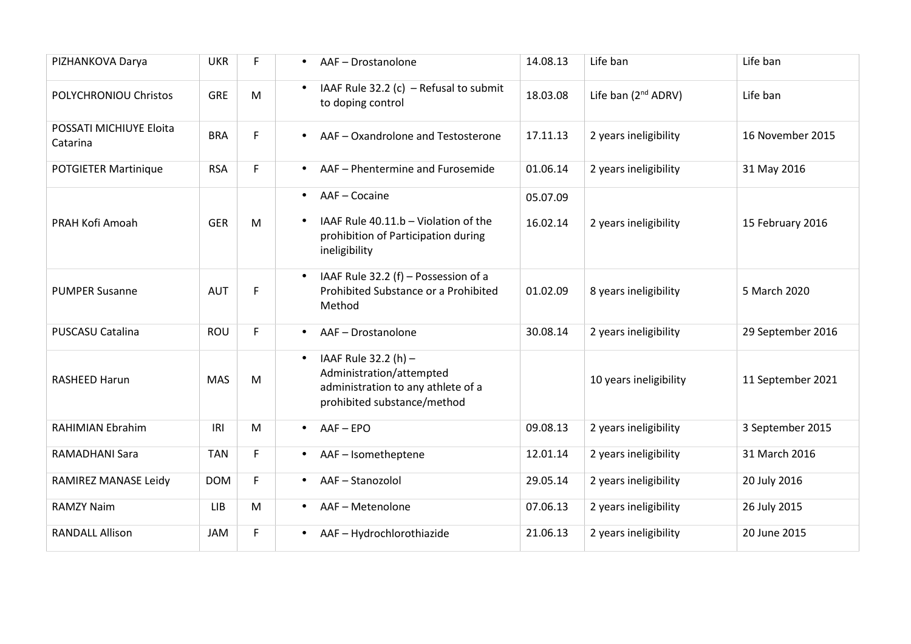| | | | | | | |
|---|---|---|---|---|---|---|
| PIZHANKOVA Darya | UKR | F | • AAF – Drostanolone | 14.08.13 | Life ban | Life ban |
| POLYCHRONIOU Christos | GRE | M | • IAAF Rule 32.2 (c) – Refusal to submit to doping control | 18.03.08 | Life ban (2nd ADRV) | Life ban |
| POSSATI MICHIUYE Eloita Catarina | BRA | F | • AAF – Oxandrolone and Testosterone | 17.11.13 | 2 years ineligibility | 16 November 2015 |
| POTGIETER Martinique | RSA | F | • AAF – Phentermine and Furosemide | 01.06.14 | 2 years ineligibility | 31 May 2016 |
| PRAH Kofi Amoah | GER | M | • AAF – Cocaine<br>• IAAF Rule 40.11.b – Violation of the prohibition of Participation during ineligibility | 05.07.09<br>16.02.14 | 2 years ineligibility | 15 February 2016 |
| PUMPER Susanne | AUT | F | • IAAF Rule 32.2 (f) – Possession of a Prohibited Substance or a Prohibited Method | 01.02.09 | 8 years ineligibility | 5 March 2020 |
| PUSCASU Catalina | ROU | F | • AAF – Drostanolone | 30.08.14 | 2 years ineligibility | 29 September 2016 |
| RASHEED Harun | MAS | M | • IAAF Rule 32.2 (h) – Administration/attempted administration to any athlete of a prohibited substance/method | | 10 years ineligibility | 11 September 2021 |
| RAHIMIAN Ebrahim | IRI | M | • AAF – EPO | 09.08.13 | 2 years ineligibility | 3 September 2015 |
| RAMADHANI Sara | TAN | F | • AAF – Isometheptene | 12.01.14 | 2 years ineligibility | 31 March 2016 |
| RAMIREZ MANASE Leidy | DOM | F | • AAF – Stanozolol | 29.05.14 | 2 years ineligibility | 20 July 2016 |
| RAMZY Naim | LIB | M | • AAF – Metenolone | 07.06.13 | 2 years ineligibility | 26 July 2015 |
| RANDALL Allison | JAM | F | • AAF – Hydrochlorothiazide | 21.06.13 | 2 years ineligibility | 20 June 2015 |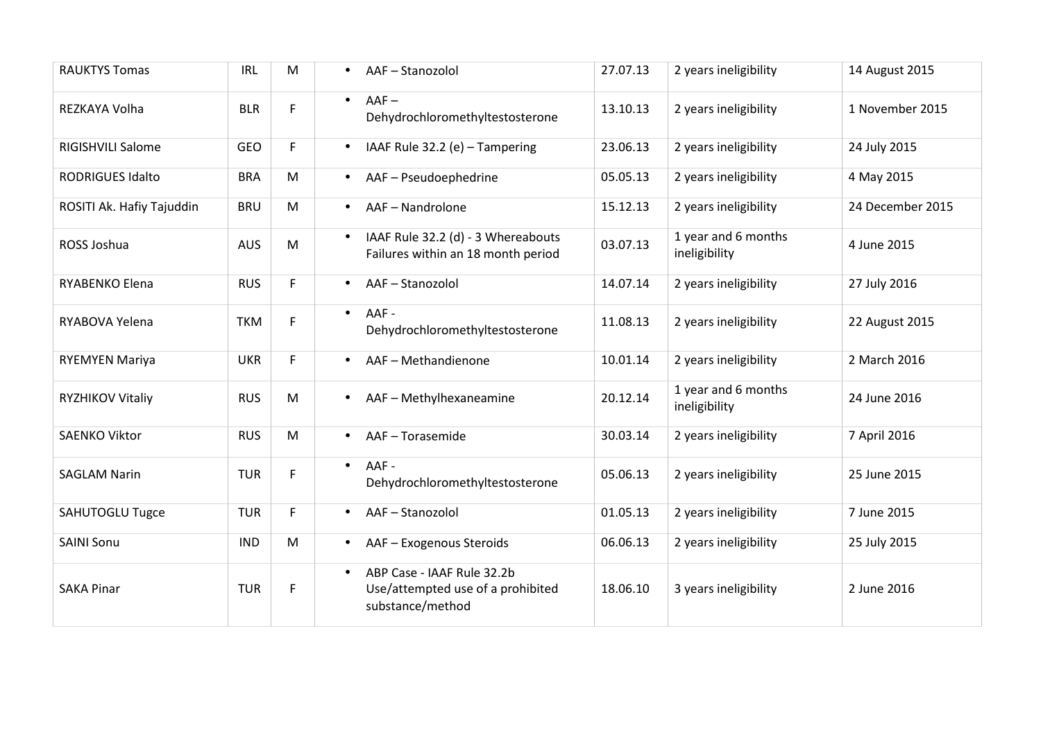| | | | | | | |
|---|---|---|---|---|---|---|
| RAUKTYS Tomas | IRL | M | • AAF – Stanozolol | 27.07.13 | 2 years ineligibility | 14 August 2015 |
| REZKAYA Volha | BLR | F | • AAF – Dehydrochloromethyltestosterone | 13.10.13 | 2 years ineligibility | 1 November 2015 |
| RIGISHVILI Salome | GEO | F | • IAAF Rule 32.2 (e) – Tampering | 23.06.13 | 2 years ineligibility | 24 July 2015 |
| RODRIGUES Idalto | BRA | M | • AAF – Pseudoephedrine | 05.05.13 | 2 years ineligibility | 4 May 2015 |
| ROSITI Ak. Hafiy Tajuddin | BRU | M | • AAF – Nandrolone | 15.12.13 | 2 years ineligibility | 24 December 2015 |
| ROSS Joshua | AUS | M | • IAAF Rule 32.2 (d) - 3 Whereabouts Failures within an 18 month period | 03.07.13 | 1 year and 6 months ineligibility | 4 June 2015 |
| RYABENKO Elena | RUS | F | • AAF – Stanozolol | 14.07.14 | 2 years ineligibility | 27 July 2016 |
| RYABOVA Yelena | TKM | F | • AAF - Dehydrochloromethyltestosterone | 11.08.13 | 2 years ineligibility | 22 August 2015 |
| RYEMYEN Mariya | UKR | F | • AAF – Methandienone | 10.01.14 | 2 years ineligibility | 2 March 2016 |
| RYZHIKOV Vitaliy | RUS | M | • AAF – Methylhexaneamine | 20.12.14 | 1 year and 6 months ineligibility | 24 June 2016 |
| SAENKO Viktor | RUS | M | • AAF – Torasemide | 30.03.14 | 2 years ineligibility | 7 April 2016 |
| SAGLAM Narin | TUR | F | • AAF - Dehydrochloromethyltestosterone | 05.06.13 | 2 years ineligibility | 25 June 2015 |
| SAHUTOGLU Tugce | TUR | F | • AAF – Stanozolol | 01.05.13 | 2 years ineligibility | 7 June 2015 |
| SAINI Sonu | IND | M | • AAF – Exogenous Steroids | 06.06.13 | 2 years ineligibility | 25 July 2015 |
| SAKA Pinar | TUR | F | • ABP Case - IAAF Rule 32.2b Use/attempted use of a prohibited substance/method | 18.06.10 | 3 years ineligibility | 2 June 2016 |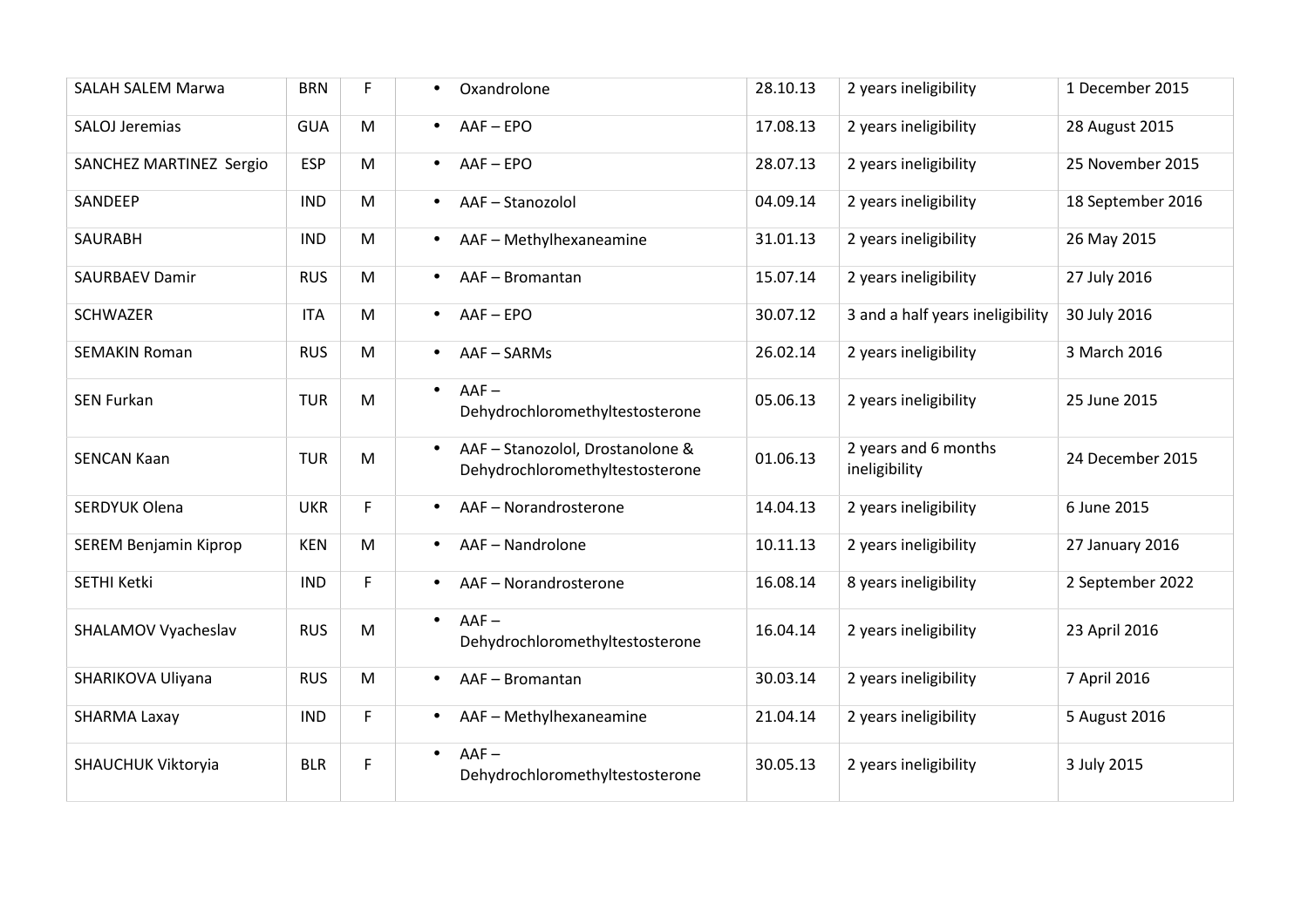| | | | | | | |
|---|---|---|---|---|---|---|
| SALAH SALEM Marwa | BRN | F | • Oxandrolone | 28.10.13 | 2 years ineligibility | 1 December 2015 |
| SALOJ Jeremias | GUA | M | • AAF – EPO | 17.08.13 | 2 years ineligibility | 28 August 2015 |
| SANCHEZ MARTINEZ Sergio | ESP | M | • AAF – EPO | 28.07.13 | 2 years ineligibility | 25 November 2015 |
| SANDEEP | IND | M | • AAF – Stanozolol | 04.09.14 | 2 years ineligibility | 18 September 2016 |
| SAURABH | IND | M | • AAF – Methylhexaneamine | 31.01.13 | 2 years ineligibility | 26 May 2015 |
| SAURBAEV Damir | RUS | M | • AAF – Bromantan | 15.07.14 | 2 years ineligibility | 27 July 2016 |
| SCHWAZER | ITA | M | • AAF – EPO | 30.07.12 | 3 and a half years ineligibility | 30 July 2016 |
| SEMAKIN Roman | RUS | M | • AAF – SARMs | 26.02.14 | 2 years ineligibility | 3 March 2016 |
| SEN Furkan | TUR | M | • AAF – Dehydrochloromethyltestosterone | 05.06.13 | 2 years ineligibility | 25 June 2015 |
| SENCAN Kaan | TUR | M | • AAF – Stanozolol, Drostanolone & Dehydrochloromethyltestosterone | 01.06.13 | 2 years and 6 months ineligibility | 24 December 2015 |
| SERDYUK Olena | UKR | F | • AAF – Norandrosterone | 14.04.13 | 2 years ineligibility | 6 June 2015 |
| SEREM Benjamin Kiprop | KEN | M | • AAF – Nandrolone | 10.11.13 | 2 years ineligibility | 27 January 2016 |
| SETHI Ketki | IND | F | • AAF – Norandrosterone | 16.08.14 | 8 years ineligibility | 2 September 2022 |
| SHALAMOV Vyacheslav | RUS | M | • AAF – Dehydrochloromethyltestosterone | 16.04.14 | 2 years ineligibility | 23 April 2016 |
| SHARIKOVA Uliyana | RUS | M | • AAF – Bromantan | 30.03.14 | 2 years ineligibility | 7 April 2016 |
| SHARMA Laxay | IND | F | • AAF – Methylhexaneamine | 21.04.14 | 2 years ineligibility | 5 August 2016 |
| SHAUCHUK Viktoryia | BLR | F | • AAF – Dehydrochloromethyltestosterone | 30.05.13 | 2 years ineligibility | 3 July 2015 |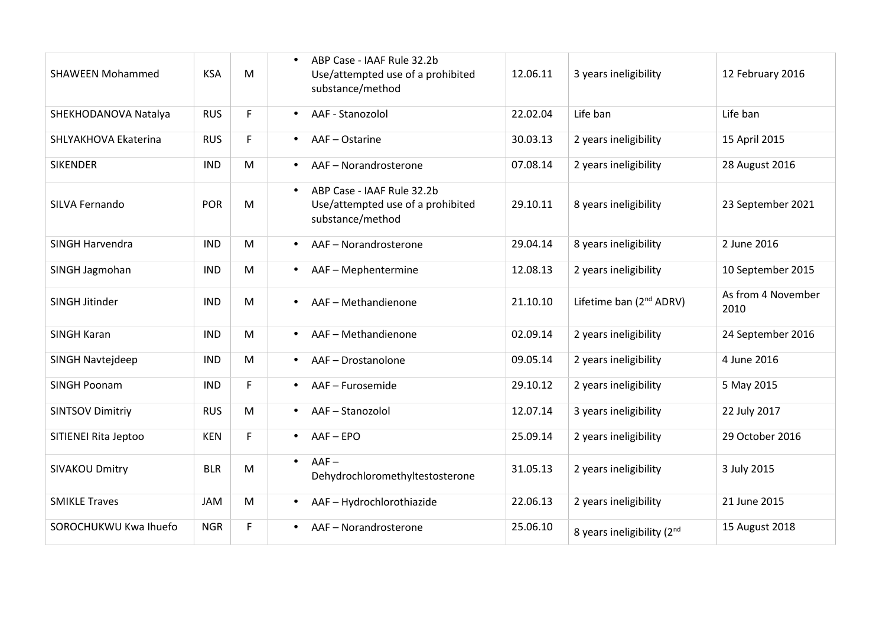| | | | | | | |
|---|---|---|---|---|---|---|
| SHAWEEN Mohammed | KSA | M | • ABP Case - IAAF Rule 32.2b Use/attempted use of a prohibited substance/method | 12.06.11 | 3 years ineligibility | 12 February 2016 |
| SHEKHODANOVA Natalya | RUS | F | • AAF - Stanozolol | 22.02.04 | Life ban | Life ban |
| SHLYAKHOVA Ekaterina | RUS | F | • AAF – Ostarine | 30.03.13 | 2 years ineligibility | 15 April 2015 |
| SIKENDER | IND | M | • AAF – Norandrosterone | 07.08.14 | 2 years ineligibility | 28 August 2016 |
| SILVA Fernando | POR | M | • ABP Case - IAAF Rule 32.2b Use/attempted use of a prohibited substance/method | 29.10.11 | 8 years ineligibility | 23 September 2021 |
| SINGH Harvendra | IND | M | • AAF – Norandrosterone | 29.04.14 | 8 years ineligibility | 2 June 2016 |
| SINGH Jagmohan | IND | M | • AAF – Mephentermine | 12.08.13 | 2 years ineligibility | 10 September 2015 |
| SINGH Jitinder | IND | M | • AAF – Methandienone | 21.10.10 | Lifetime ban (2nd ADRV) | As from 4 November 2010 |
| SINGH Karan | IND | M | • AAF – Methandienone | 02.09.14 | 2 years ineligibility | 24 September 2016 |
| SINGH Navtejdeep | IND | M | • AAF – Drostanolone | 09.05.14 | 2 years ineligibility | 4 June 2016 |
| SINGH Poonam | IND | F | • AAF – Furosemide | 29.10.12 | 2 years ineligibility | 5 May 2015 |
| SINTSOV Dimitriy | RUS | M | • AAF – Stanozolol | 12.07.14 | 3 years ineligibility | 22 July 2017 |
| SITIENEI Rita Jeptoo | KEN | F | • AAF – EPO | 25.09.14 | 2 years ineligibility | 29 October 2016 |
| SIVAKOU Dmitry | BLR | M | • AAF – Dehydrochloromethyltestosterone | 31.05.13 | 2 years ineligibility | 3 July 2015 |
| SMIKLE Traves | JAM | M | • AAF – Hydrochlorothiazide | 22.06.13 | 2 years ineligibility | 21 June 2015 |
| SOROCHUKWU Kwa Ihuefo | NGR | F | • AAF – Norandrosterone | 25.06.10 | 8 years ineligibility (2nd | 15 August 2018 |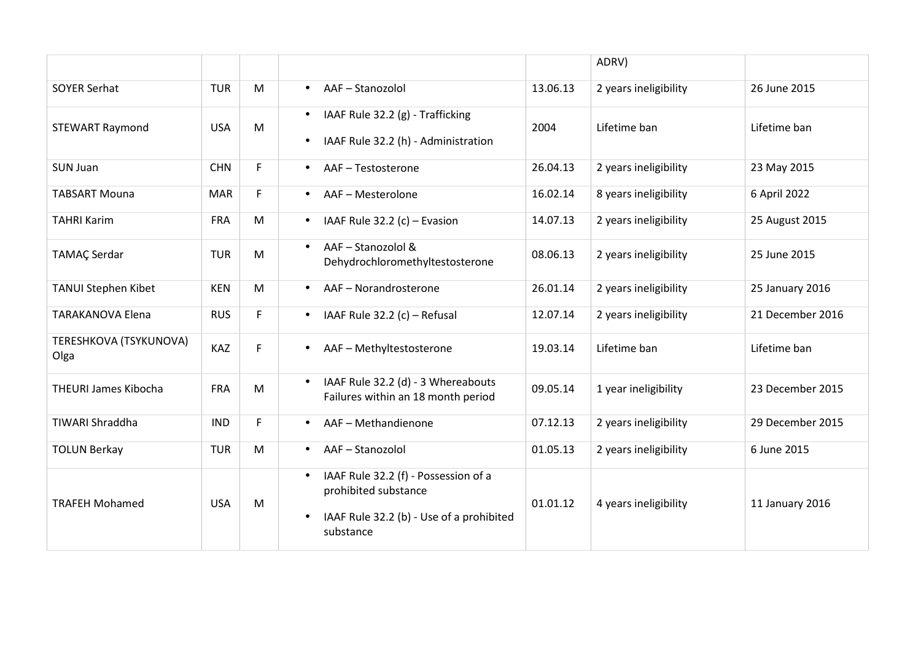| | | | | | ADRV) | |
|---|---|---|---|---|---|---|
| SOYER Serhat | TUR | M | • AAF – Stanozolol | 13.06.13 | 2 years ineligibility | 26 June 2015 |
| STEWART Raymond | USA | M | • IAAF Rule 32.2 (g) - Trafficking<br>• IAAF Rule 32.2 (h) - Administration | 2004 | Lifetime ban | Lifetime ban |
| SUN Juan | CHN | F | • AAF – Testosterone | 26.04.13 | 2 years ineligibility | 23 May 2015 |
| TABSART Mouna | MAR | F | • AAF – Mesterolone | 16.02.14 | 8 years ineligibility | 6 April 2022 |
| TAHRI Karim | FRA | M | • IAAF Rule 32.2 (c) – Evasion | 14.07.13 | 2 years ineligibility | 25 August 2015 |
| TAMAÇ Serdar | TUR | M | • AAF – Stanozolol & Dehydrochloromethyltestosterone | 08.06.13 | 2 years ineligibility | 25 June 2015 |
| TANUI Stephen Kibet | KEN | M | • AAF – Norandrosterone | 26.01.14 | 2 years ineligibility | 25 January 2016 |
| TARAKANOVA Elena | RUS | F | • IAAF Rule 32.2 (c) – Refusal | 12.07.14 | 2 years ineligibility | 21 December 2016 |
| TERESHKOVA (TSYKUNOVA) Olga | KAZ | F | • AAF – Methyltestosterone | 19.03.14 | Lifetime ban | Lifetime ban |
| THEURI James Kibocha | FRA | M | • IAAF Rule 32.2 (d) - 3 Whereabouts Failures within an 18 month period | 09.05.14 | 1 year ineligibility | 23 December 2015 |
| TIWARI Shraddha | IND | F | • AAF – Methandienone | 07.12.13 | 2 years ineligibility | 29 December 2015 |
| TOLUN Berkay | TUR | M | • AAF – Stanozolol | 01.05.13 | 2 years ineligibility | 6 June 2015 |
| TRAFEH Mohamed | USA | M | • IAAF Rule 32.2 (f) - Possession of a prohibited substance<br>• IAAF Rule 32.2 (b) - Use of a prohibited substance | 01.01.12 | 4 years ineligibility | 11 January 2016 |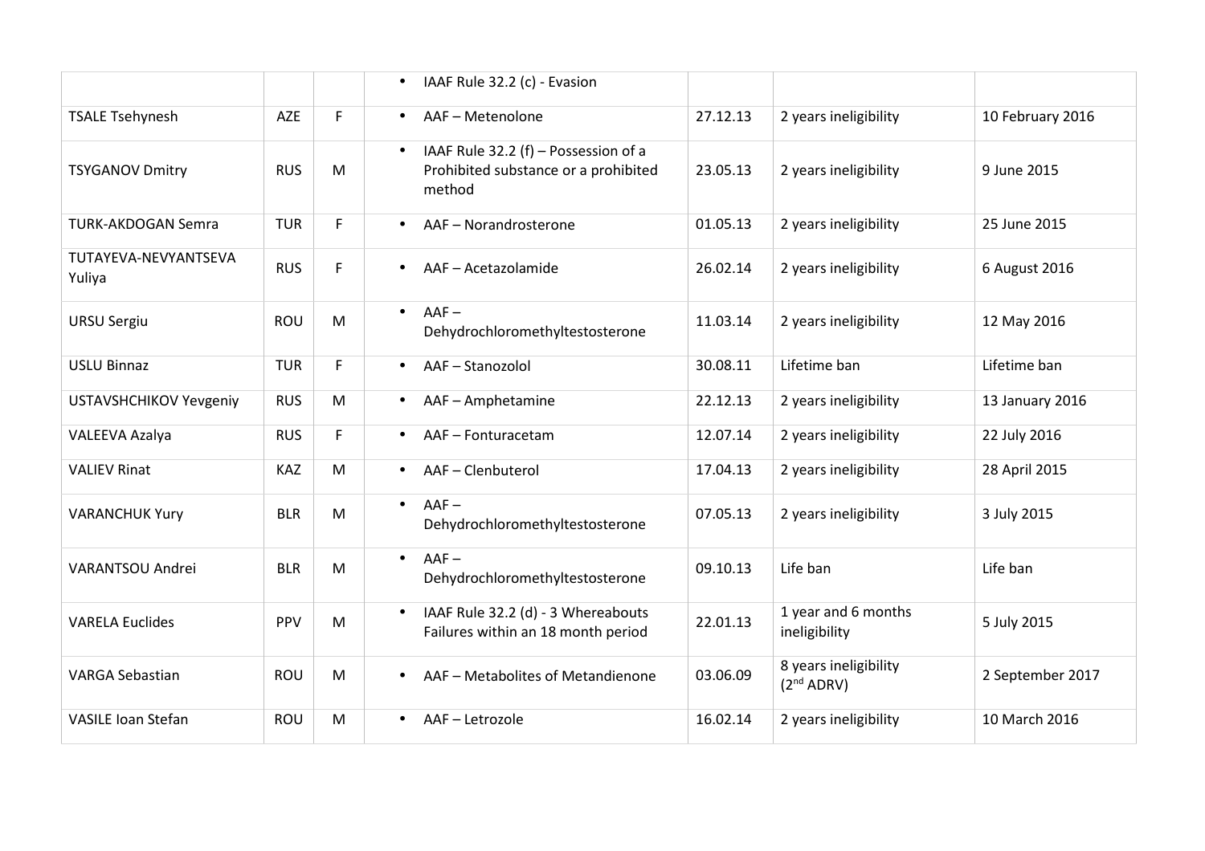| | | | | | | |
|---|---|---|---|---|---|---|
| | | | • IAAF Rule 32.2 (c) - Evasion | | | |
| TSALE Tsehynesh | AZE | F | • AAF – Metenolone | 27.12.13 | 2 years ineligibility | 10 February 2016 |
| TSYGANOV Dmitry | RUS | M | • IAAF Rule 32.2 (f) – Possession of a Prohibited substance or a prohibited method | 23.05.13 | 2 years ineligibility | 9 June 2015 |
| TURK-AKDOGAN Semra | TUR | F | • AAF – Norandrosterone | 01.05.13 | 2 years ineligibility | 25 June 2015 |
| TUTAYEVA-NEVYANTSEVA Yuliya | RUS | F | • AAF – Acetazolamide | 26.02.14 | 2 years ineligibility | 6 August 2016 |
| URSU Sergiu | ROU | M | • AAF – Dehydrochloromethyltestosterone | 11.03.14 | 2 years ineligibility | 12 May 2016 |
| USLU Binnaz | TUR | F | • AAF – Stanozolol | 30.08.11 | Lifetime ban | Lifetime ban |
| USTAVSHCHIKOV Yevgeniy | RUS | M | • AAF – Amphetamine | 22.12.13 | 2 years ineligibility | 13 January 2016 |
| VALEEVA Azalya | RUS | F | • AAF – Fonturacetam | 12.07.14 | 2 years ineligibility | 22 July 2016 |
| VALIEV Rinat | KAZ | M | • AAF – Clenbuterol | 17.04.13 | 2 years ineligibility | 28 April 2015 |
| VARANCHUK Yury | BLR | M | • AAF – Dehydrochloromethyltestosterone | 07.05.13 | 2 years ineligibility | 3 July 2015 |
| VARANTSOU Andrei | BLR | M | • AAF – Dehydrochloromethyltestosterone | 09.10.13 | Life ban | Life ban |
| VARELA Euclides | PPV | M | • IAAF Rule 32.2 (d) - 3 Whereabouts Failures within an 18 month period | 22.01.13 | 1 year and 6 months ineligibility | 5 July 2015 |
| VARGA Sebastian | ROU | M | • AAF – Metabolites of Metandienone | 03.06.09 | 8 years ineligibility (2nd ADRV) | 2 September 2017 |
| VASILE Ioan Stefan | ROU | M | • AAF – Letrozole | 16.02.14 | 2 years ineligibility | 10 March 2016 |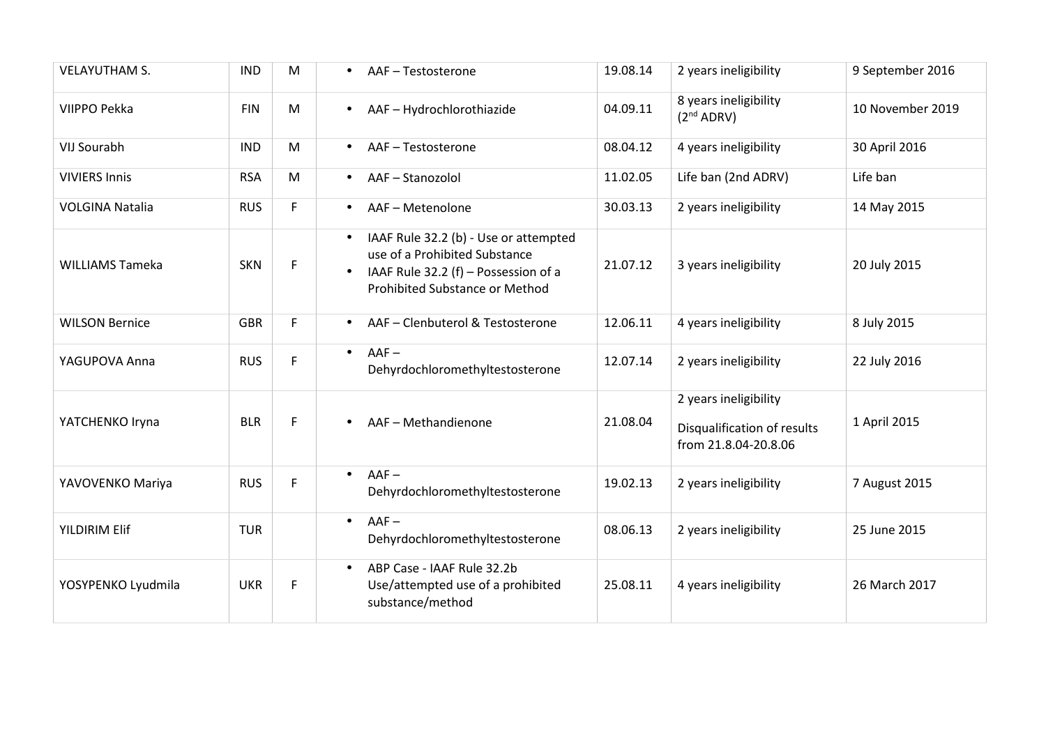| VELAYUTHAM S. | IND | M | • AAF – Testosterone | 19.08.14 | 2 years ineligibility | 9 September 2016 |
|---|---|---|---|---|---|---|
| VIIPPO Pekka | FIN | M | • AAF – Hydrochlorothiazide | 04.09.11 | 8 years ineligibility (2nd ADRV) | 10 November 2019 |
| VIJ Sourabh | IND | M | • AAF – Testosterone | 08.04.12 | 4 years ineligibility | 30 April 2016 |
| VIVIERS Innis | RSA | M | • AAF – Stanozolol | 11.02.05 | Life ban (2nd ADRV) | Life ban |
| VOLGINA Natalia | RUS | F | • AAF – Metenolone | 30.03.13 | 2 years ineligibility | 14 May 2015 |
| WILLIAMS Tameka | SKN | F | • IAAF Rule 32.2 (b) - Use or attempted use of a Prohibited Substance • IAAF Rule 32.2 (f) – Possession of a Prohibited Substance or Method | 21.07.12 | 3 years ineligibility | 20 July 2015 |
| WILSON Bernice | GBR | F | • AAF – Clenbuterol & Testosterone | 12.06.11 | 4 years ineligibility | 8 July 2015 |
| YAGUPOVA Anna | RUS | F | • AAF – Dehyrdochloromethyltestosterone | 12.07.14 | 2 years ineligibility | 22 July 2016 |
| YATCHENKO Iryna | BLR | F | • AAF – Methandienone | 21.08.04 | 2 years ineligibility<br><br>Disqualification of results from 21.8.04-20.8.06 | 1 April 2015 |
| YAVOVENKO Mariya | RUS | F | • AAF – Dehyrdochloromethyltestosterone | 19.02.13 | 2 years ineligibility | 7 August 2015 |
| YILDIRIM Elif | TUR | | • AAF – Dehyrdochloromethyltestosterone | 08.06.13 | 2 years ineligibility | 25 June 2015 |
| YOSYPENKO Lyudmila | UKR | F | • ABP Case - IAAF Rule 32.2b Use/attempted use of a prohibited substance/method | 25.08.11 | 4 years ineligibility | 26 March 2017 |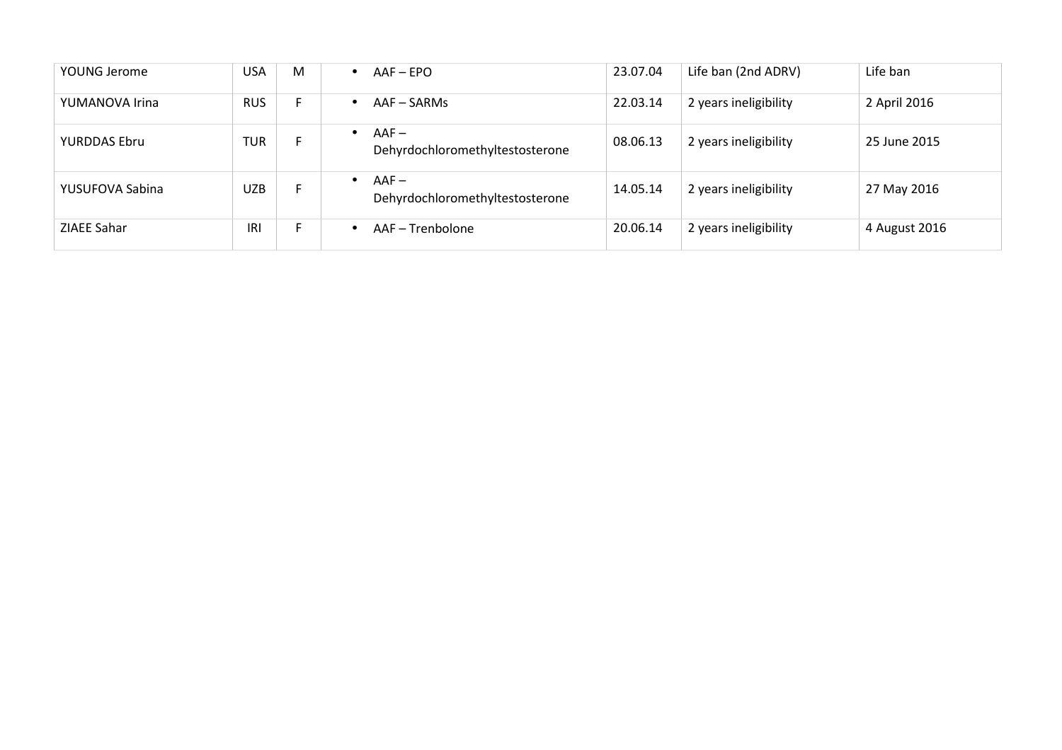| | | | | | | |
|---|---|---|---|---|---|---|
| YOUNG Jerome | USA | M | • AAF – EPO | 23.07.04 | Life ban (2nd ADRV) | Life ban |
| YUMANOVA Irina | RUS | F | • AAF – SARMs | 22.03.14 | 2 years ineligibility | 2 April 2016 |
| YURDDAS Ebru | TUR | F | • AAF – Dehyrdochloromethyltestosterone | 08.06.13 | 2 years ineligibility | 25 June 2015 |
| YUSUFOVA Sabina | UZB | F | • AAF – Dehyrdochloromethyltestosterone | 14.05.14 | 2 years ineligibility | 27 May 2016 |
| ZIAEE Sahar | IRI | F | • AAF – Trenbolone | 20.06.14 | 2 years ineligibility | 4 August 2016 |